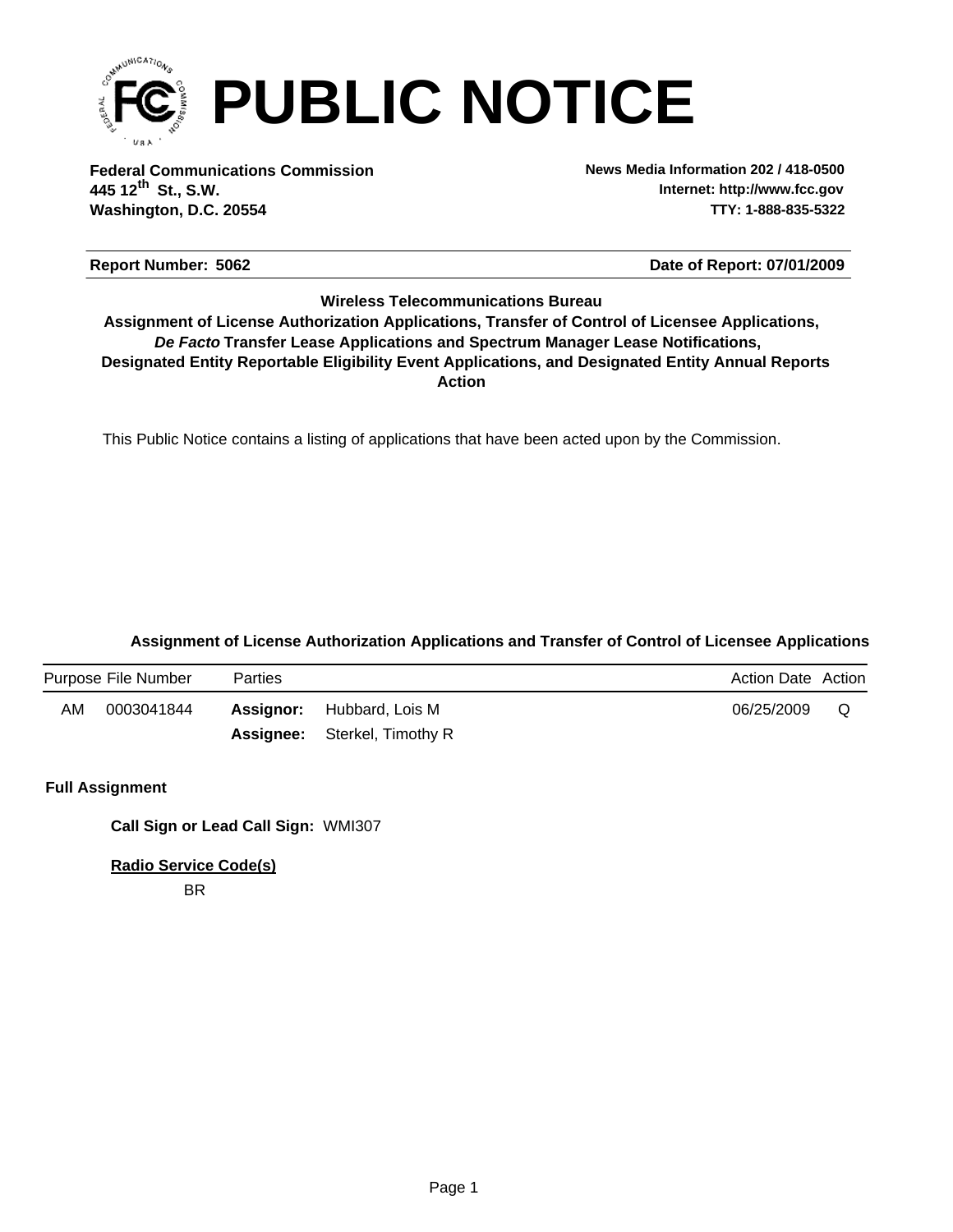# PUBLIC NOTICE

**Federal Communications Commission**
**445 12th St., S.W.**
**Washington, D.C. 20554**

**News Media Information 202 / 418-0500**
**Internet: http://www.fcc.gov**
**TTY: 1-888-835-5322**

**Report Number: 5062** **Date of Report: 07/01/2009**

**Wireless Telecommunications Bureau**
**Assignment of License Authorization Applications, Transfer of Control of Licensee Applications,**
***De Facto* Transfer Lease Applications and Spectrum Manager Lease Notifications,**
**Designated Entity Reportable Eligibility Event Applications, and Designated Entity Annual Reports**
**Action**

This Public Notice contains a listing of applications that have been acted upon by the Commission.

### Assignment of License Authorization Applications and Transfer of Control of Licensee Applications

| Purpose | File Number | Parties | | Action Date | Action |
|---|---|---|---|---|---|
| AM | 0003041844 | **Assignor:** | Hubbard, Lois M | 06/25/2009 | Q |
| | | **Assignee:** | Sterkel, Timothy R | | |

**Full Assignment**

**Call Sign or Lead Call Sign:** WMI307

**Radio Service Code(s)**

BR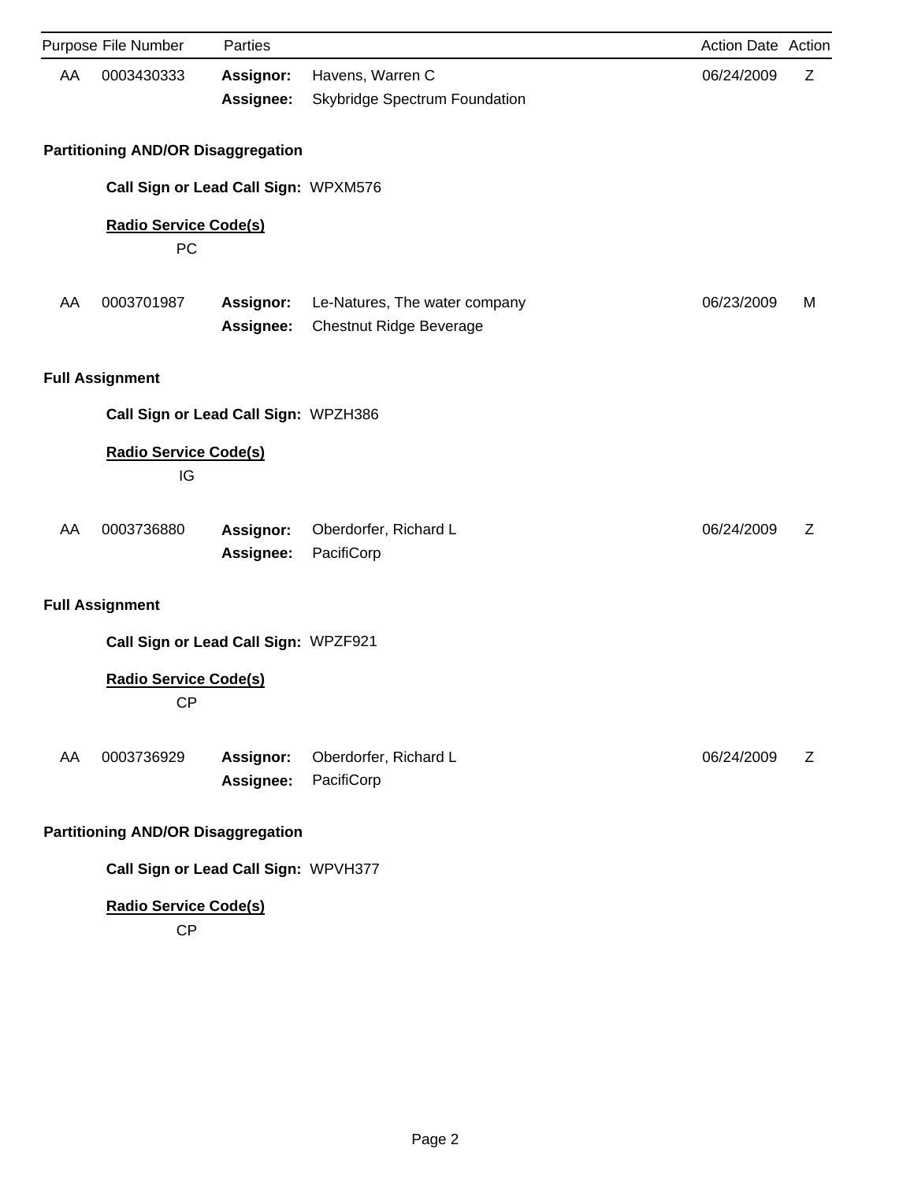| Purpose | File Number | Parties | | Action Date | Action |
|---|---|---|---|---|---|
| AA | 0003430333 | **Assignor:** | Havens, Warren C | 06/24/2009 | Z |
| | | **Assignee:** | Skybridge Spectrum Foundation | | |

**Partitioning AND/OR Disaggregation**

**Call Sign or Lead Call Sign:** WPXM576

**Radio Service Code(s)**

PC

| Purpose | File Number | Parties | | Action Date | Action |
|---|---|---|---|---|---|
| AA | 0003701987 | **Assignor:** | Le-Natures, The water company | 06/23/2009 | M |
| | | **Assignee:** | Chestnut Ridge Beverage | | |

**Full Assignment**

**Call Sign or Lead Call Sign:** WPZH386

**Radio Service Code(s)**

IG

| Purpose | File Number | Parties | | Action Date | Action |
|---|---|---|---|---|---|
| AA | 0003736880 | **Assignor:** | Oberdorfer, Richard L | 06/24/2009 | Z |
| | | **Assignee:** | PacifiCorp | | |

**Full Assignment**

**Call Sign or Lead Call Sign:** WPZF921

**Radio Service Code(s)**

CP

| Purpose | File Number | Parties | | Action Date | Action |
|---|---|---|---|---|---|
| AA | 0003736929 | **Assignor:** | Oberdorfer, Richard L | 06/24/2009 | Z |
| | | **Assignee:** | PacifiCorp | | |

**Partitioning AND/OR Disaggregation**

**Call Sign or Lead Call Sign:** WPVH377

**Radio Service Code(s)**

CP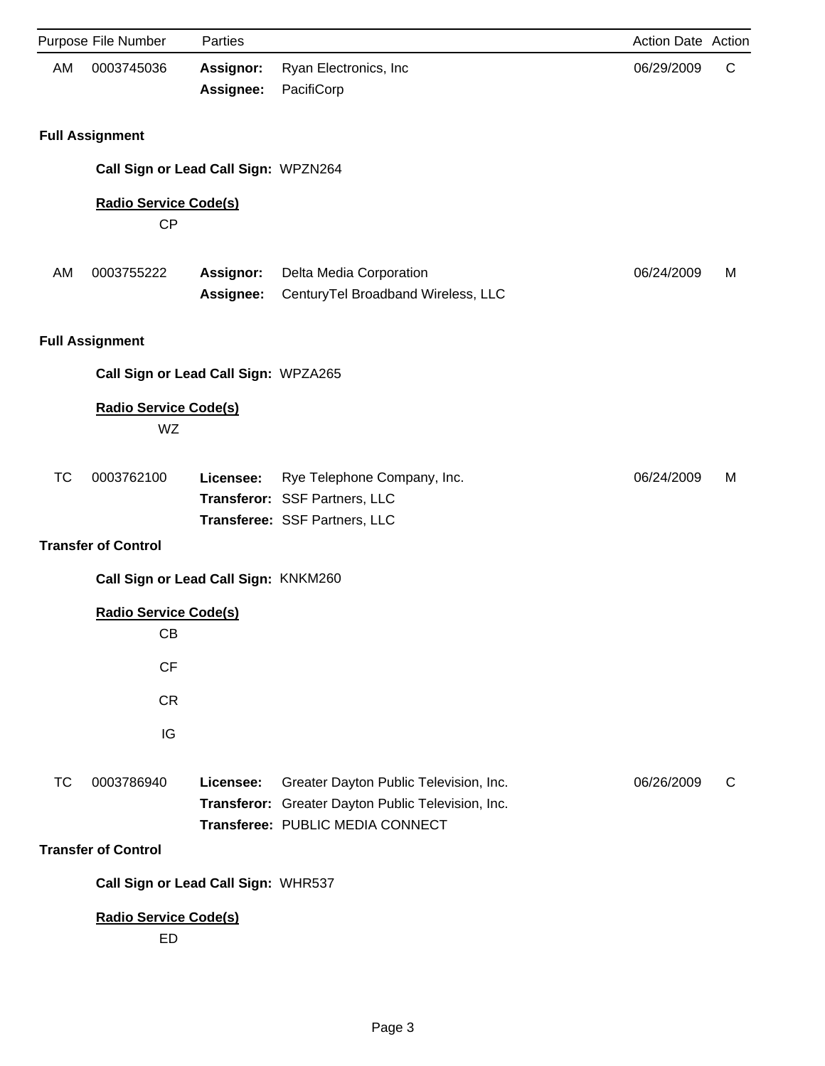| Purpose | File Number | Parties | | Action Date | Action |
|---|---|---|---|---|---|
| AM | 0003745036 | **Assignor:** | Ryan Electronics, Inc | 06/29/2009 | C |
| | | **Assignee:** | PacifiCorp | | |

**Full Assignment**

**Call Sign or Lead Call Sign:** WPZN264

**Radio Service Code(s)**

CP

| Purpose | File Number | Parties | | Action Date | Action |
|---|---|---|---|---|---|
| AM | 0003755222 | **Assignor:** | Delta Media Corporation | 06/24/2009 | M |
| | | **Assignee:** | CenturyTel Broadband Wireless, LLC | | |

**Full Assignment**

**Call Sign or Lead Call Sign:** WPZA265

**Radio Service Code(s)**

WZ

| Purpose | File Number | Parties | | Action Date | Action |
|---|---|---|---|---|---|
| TC | 0003762100 | **Licensee:** | Rye Telephone Company, Inc. | 06/24/2009 | M |
| | | **Transferor:** | SSF Partners, LLC | | |
| | | **Transferee:** | SSF Partners, LLC | | |

**Transfer of Control**

**Call Sign or Lead Call Sign:** KNKM260

**Radio Service Code(s)**

CB

CF

CR

IG

| Purpose | File Number | Parties | | Action Date | Action |
|---|---|---|---|---|---|
| TC | 0003786940 | **Licensee:** | Greater Dayton Public Television, Inc. | 06/26/2009 | C |
| | | **Transferor:** | Greater Dayton Public Television, Inc. | | |
| | | **Transferee:** | PUBLIC MEDIA CONNECT | | |

**Transfer of Control**

**Call Sign or Lead Call Sign:** WHR537

**Radio Service Code(s)**

ED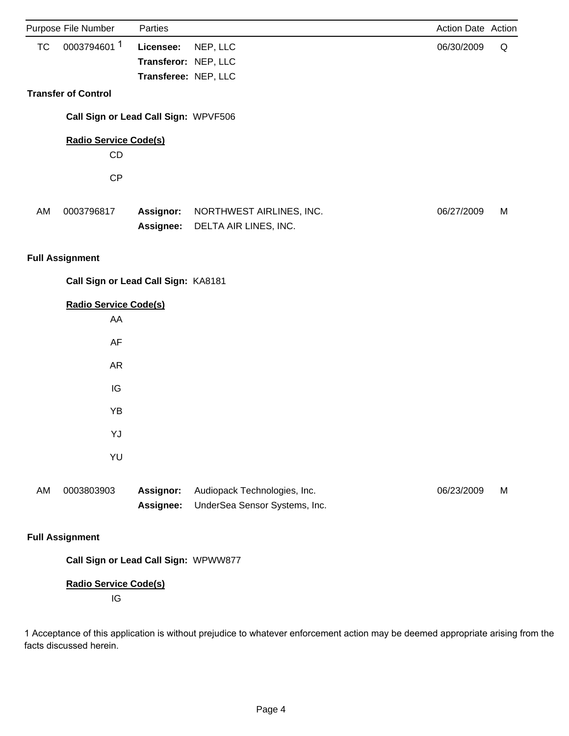| Purpose | File Number | Parties | | Action Date | Action |
|---|---|---|---|---|---|
| TC | 0003794601 [1] | **Licensee:** | NEP, LLC | 06/30/2009 | Q |
| | | **Transferor:** | NEP, LLC | | |
| | | **Transferee:** | NEP, LLC | | |

**Transfer of Control**

**Call Sign or Lead Call Sign:** WPVF506

**Radio Service Code(s)**

CD

CP

| Purpose | File Number | Parties | | Action Date | Action |
|---|---|---|---|---|---|
| AM | 0003796817 | **Assignor:** | NORTHWEST AIRLINES, INC. | 06/27/2009 | M |
| | | **Assignee:** | DELTA AIR LINES, INC. | | |

**Full Assignment**

**Call Sign or Lead Call Sign:** KA8181

**Radio Service Code(s)**

AA

AF

AR

IG

YB

YJ

YU

| Purpose | File Number | Parties | | Action Date | Action |
|---|---|---|---|---|---|
| AM | 0003803903 | **Assignor:** | Audiopack Technologies, Inc. | 06/23/2009 | M |
| | | **Assignee:** | UnderSea Sensor Systems, Inc. | | |

**Full Assignment**

**Call Sign or Lead Call Sign:** WPWW877

**Radio Service Code(s)**

IG

1 Acceptance of this application is without prejudice to whatever enforcement action may be deemed appropriate arising from the facts discussed herein.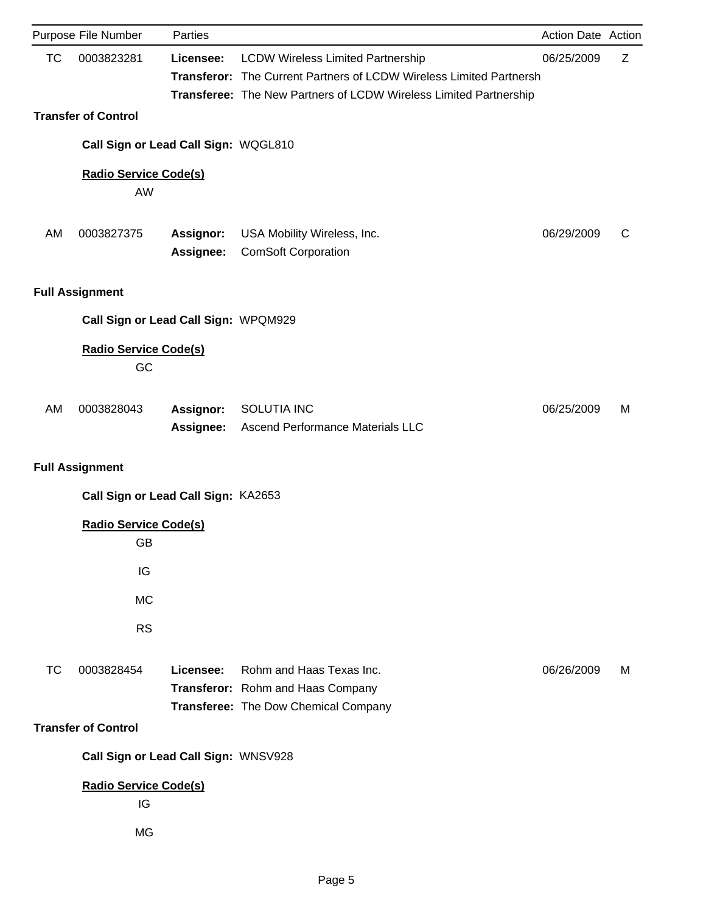| Purpose | File Number | Parties | | Action Date | Action |
|---|---|---|---|---|---|
| TC | 0003823281 | **Licensee:** | LCDW Wireless Limited Partnership | 06/25/2009 | Z |
| | | **Transferor:** | The Current Partners of LCDW Wireless Limited Partnersh | | |
| | | **Transferee:** | The New Partners of LCDW Wireless Limited Partnership | | |

**Transfer of Control**

**Call Sign or Lead Call Sign:** WQGL810

**Radio Service Code(s)**

AW

| Purpose | File Number | Parties | | Action Date | Action |
|---|---|---|---|---|---|
| AM | 0003827375 | **Assignor:** | USA Mobility Wireless, Inc. | 06/29/2009 | C |
| | | **Assignee:** | ComSoft Corporation | | |

**Full Assignment**

**Call Sign or Lead Call Sign:** WPQM929

**Radio Service Code(s)**

GC

| Purpose | File Number | Parties | | Action Date | Action |
|---|---|---|---|---|---|
| AM | 0003828043 | **Assignor:** | SOLUTIA INC | 06/25/2009 | M |
| | | **Assignee:** | Ascend Performance Materials LLC | | |

**Full Assignment**

**Call Sign or Lead Call Sign:** KA2653

**Radio Service Code(s)**

GB

IG

MC

RS

| Purpose | File Number | Parties | | Action Date | Action |
|---|---|---|---|---|---|
| TC | 0003828454 | **Licensee:** | Rohm and Haas Texas Inc. | 06/26/2009 | M |
| | | **Transferor:** | Rohm and Haas Company | | |
| | | **Transferee:** | The Dow Chemical Company | | |

**Transfer of Control**

**Call Sign or Lead Call Sign:** WNSV928

**Radio Service Code(s)**

IG

MG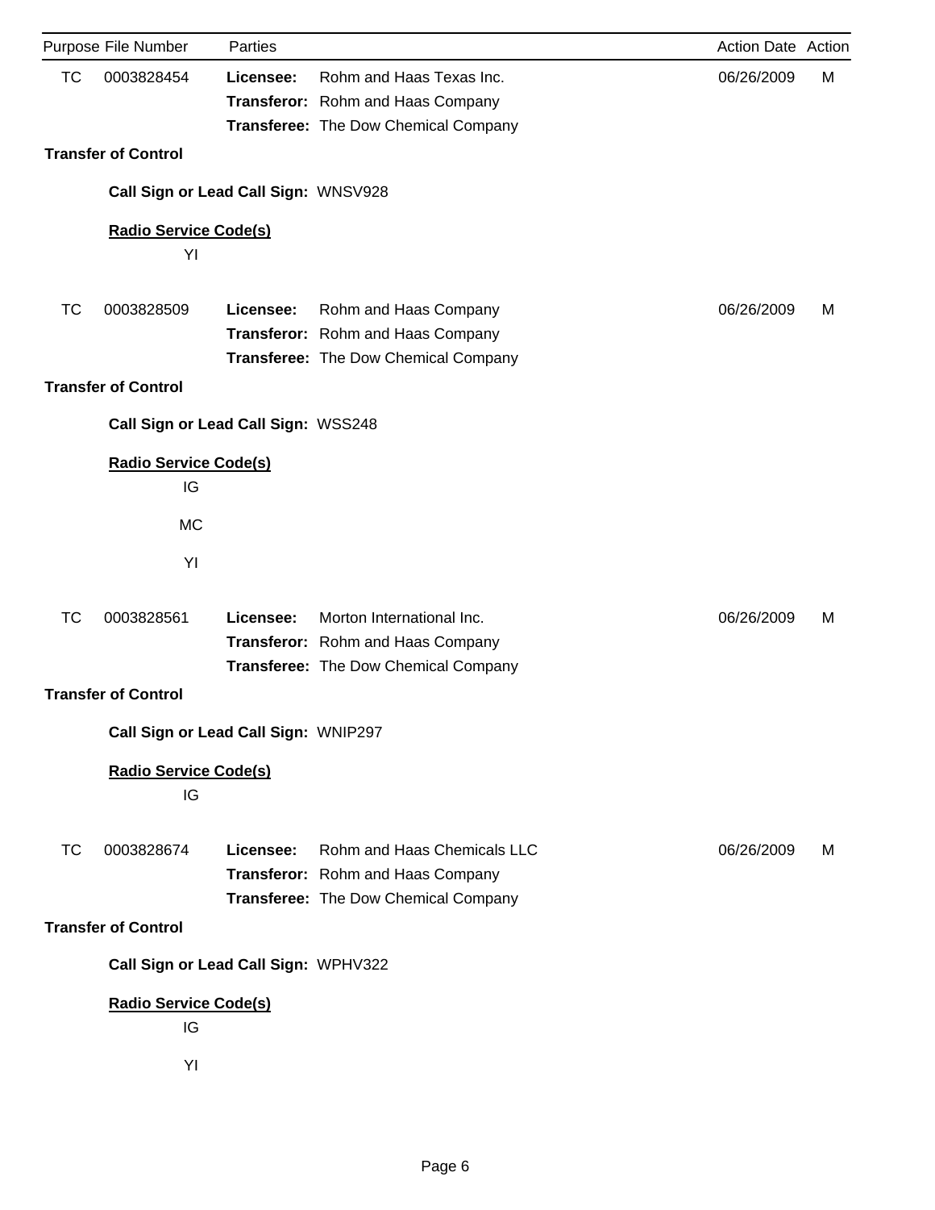| Purpose | File Number | Parties | | Action Date | Action |
|---|---|---|---|---|---|
| TC | 0003828454 | **Licensee:** | Rohm and Haas Texas Inc. | 06/26/2009 | M |
| | | **Transferor:** | Rohm and Haas Company | | |
| | | **Transferee:** | The Dow Chemical Company | | |

**Transfer of Control**

**Call Sign or Lead Call Sign:** WNSV928

**Radio Service Code(s)**

YI

| Purpose | File Number | Parties | | Action Date | Action |
|---|---|---|---|---|---|
| TC | 0003828509 | **Licensee:** | Rohm and Haas Company | 06/26/2009 | M |
| | | **Transferor:** | Rohm and Haas Company | | |
| | | **Transferee:** | The Dow Chemical Company | | |

**Transfer of Control**

**Call Sign or Lead Call Sign:** WSS248

**Radio Service Code(s)**

IG

MC

YI

| Purpose | File Number | Parties | | Action Date | Action |
|---|---|---|---|---|---|
| TC | 0003828561 | **Licensee:** | Morton International Inc. | 06/26/2009 | M |
| | | **Transferor:** | Rohm and Haas Company | | |
| | | **Transferee:** | The Dow Chemical Company | | |

**Transfer of Control**

**Call Sign or Lead Call Sign:** WNIP297

**Radio Service Code(s)**

IG

| Purpose | File Number | Parties | | Action Date | Action |
|---|---|---|---|---|---|
| TC | 0003828674 | **Licensee:** | Rohm and Haas Chemicals LLC | 06/26/2009 | M |
| | | **Transferor:** | Rohm and Haas Company | | |
| | | **Transferee:** | The Dow Chemical Company | | |

**Transfer of Control**

**Call Sign or Lead Call Sign:** WPHV322

**Radio Service Code(s)**

IG

YI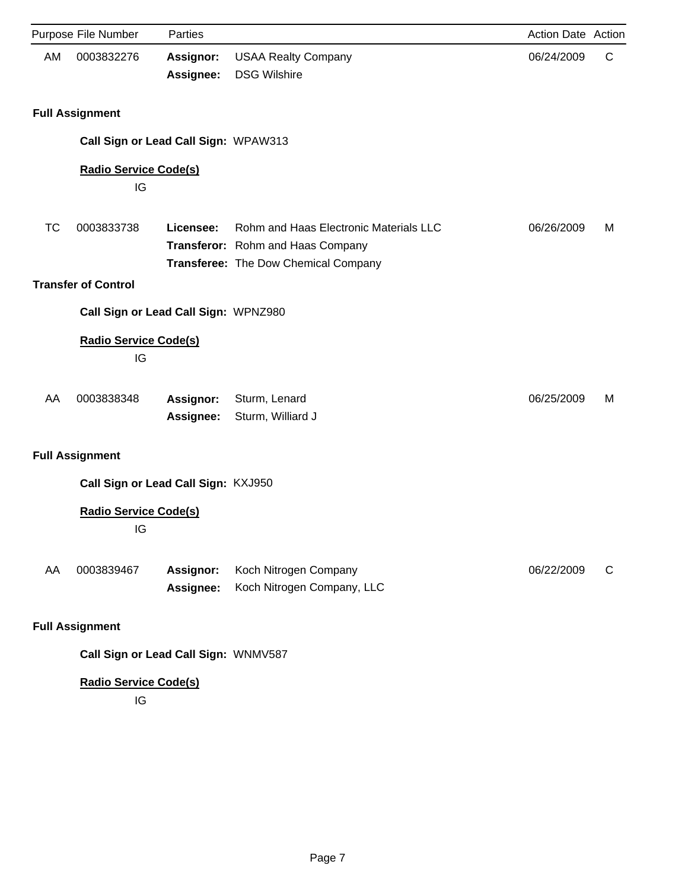| Purpose | File Number | Parties | | Action Date | Action |
|---|---|---|---|---|---|
| AM | 0003832276 | **Assignor:** | USAA Realty Company | 06/24/2009 | C |
| | | **Assignee:** | DSG Wilshire | | |

**Full Assignment**

**Call Sign or Lead Call Sign:** WPAW313

**Radio Service Code(s)**

IG

| Purpose | File Number | Parties | | Action Date | Action |
|---|---|---|---|---|---|
| TC | 0003833738 | **Licensee:** | Rohm and Haas Electronic Materials LLC | 06/26/2009 | M |
| | | **Transferor:** | Rohm and Haas Company | | |
| | | **Transferee:** | The Dow Chemical Company | | |

**Transfer of Control**

**Call Sign or Lead Call Sign:** WPNZ980

**Radio Service Code(s)**

IG

| Purpose | File Number | Parties | | Action Date | Action |
|---|---|---|---|---|---|
| AA | 0003838348 | **Assignor:** | Sturm, Lenard | 06/25/2009 | M |
| | | **Assignee:** | Sturm, Williard J | | |

**Full Assignment**

**Call Sign or Lead Call Sign:** KXJ950

**Radio Service Code(s)**

IG

| Purpose | File Number | Parties | | Action Date | Action |
|---|---|---|---|---|---|
| AA | 0003839467 | **Assignor:** | Koch Nitrogen Company | 06/22/2009 | C |
| | | **Assignee:** | Koch Nitrogen Company, LLC | | |

**Full Assignment**

**Call Sign or Lead Call Sign:** WNMV587

**Radio Service Code(s)**

IG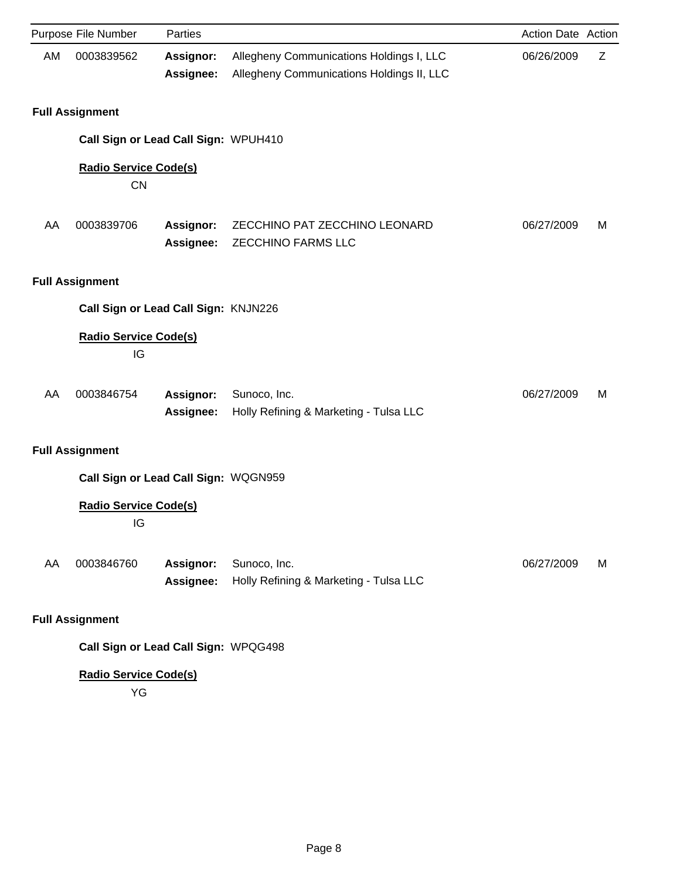| Purpose | File Number | Parties | | Action Date | Action |
|---|---|---|---|---|---|
| AM | 0003839562 | **Assignor:** | Allegheny Communications Holdings I, LLC | 06/26/2009 | Z |
| | | **Assignee:** | Allegheny Communications Holdings II, LLC | | |

**Full Assignment**

**Call Sign or Lead Call Sign:** WPUH410

**Radio Service Code(s)**

CN

| Purpose | File Number | Parties | | Action Date | Action |
|---|---|---|---|---|---|
| AA | 0003839706 | **Assignor:** | ZECCHINO PAT ZECCHINO LEONARD | 06/27/2009 | M |
| | | **Assignee:** | ZECCHINO FARMS LLC | | |

**Full Assignment**

**Call Sign or Lead Call Sign:** KNJN226

**Radio Service Code(s)**

IG

| Purpose | File Number | Parties | | Action Date | Action |
|---|---|---|---|---|---|
| AA | 0003846754 | **Assignor:** | Sunoco, Inc. | 06/27/2009 | M |
| | | **Assignee:** | Holly Refining & Marketing - Tulsa LLC | | |

**Full Assignment**

**Call Sign or Lead Call Sign:** WQGN959

**Radio Service Code(s)**

IG

| Purpose | File Number | Parties | | Action Date | Action |
|---|---|---|---|---|---|
| AA | 0003846760 | **Assignor:** | Sunoco, Inc. | 06/27/2009 | M |
| | | **Assignee:** | Holly Refining & Marketing - Tulsa LLC | | |

**Full Assignment**

**Call Sign or Lead Call Sign:** WPQG498

**Radio Service Code(s)**

YG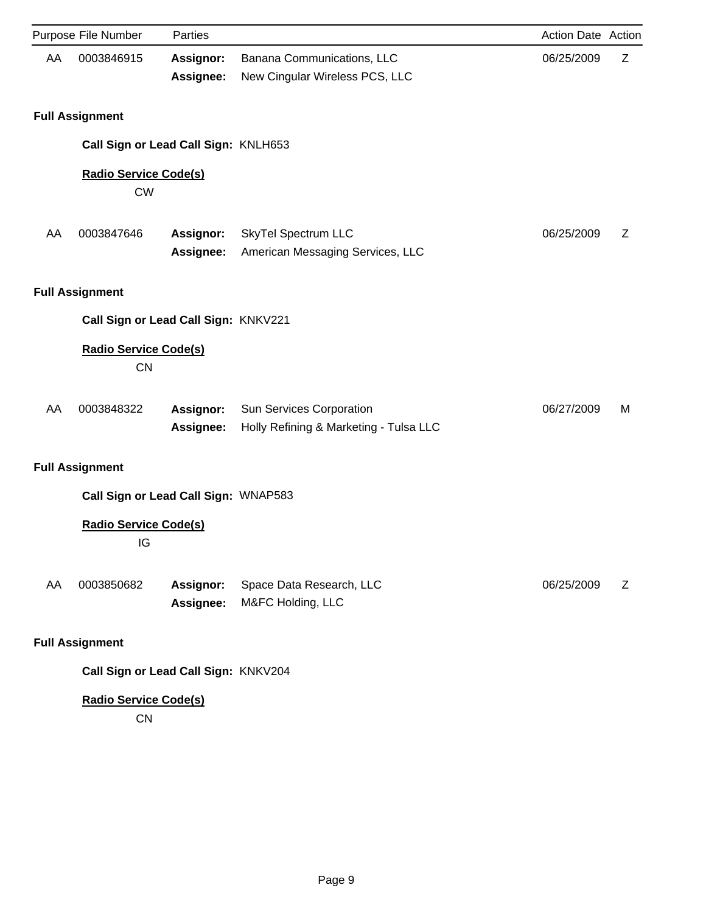| Purpose | File Number | Parties | | Action Date | Action |
|---|---|---|---|---|---|
| AA | 0003846915 | **Assignor:** | Banana Communications, LLC | 06/25/2009 | Z |
| | | **Assignee:** | New Cingular Wireless PCS, LLC | | |

**Full Assignment**

**Call Sign or Lead Call Sign:** KNLH653

**Radio Service Code(s)**

CW

| Purpose | File Number | Parties | | Action Date | Action |
|---|---|---|---|---|---|
| AA | 0003847646 | **Assignor:** | SkyTel Spectrum LLC | 06/25/2009 | Z |
| | | **Assignee:** | American Messaging Services, LLC | | |

**Full Assignment**

**Call Sign or Lead Call Sign:** KNKV221

**Radio Service Code(s)**

CN

| Purpose | File Number | Parties | | Action Date | Action |
|---|---|---|---|---|---|
| AA | 0003848322 | **Assignor:** | Sun Services Corporation | 06/27/2009 | M |
| | | **Assignee:** | Holly Refining & Marketing - Tulsa LLC | | |

**Full Assignment**

**Call Sign or Lead Call Sign:** WNAP583

**Radio Service Code(s)**

IG

| Purpose | File Number | Parties | | Action Date | Action |
|---|---|---|---|---|---|
| AA | 0003850682 | **Assignor:** | Space Data Research, LLC | 06/25/2009 | Z |
| | | **Assignee:** | M&FC Holding, LLC | | |

**Full Assignment**

**Call Sign or Lead Call Sign:** KNKV204

**Radio Service Code(s)**

CN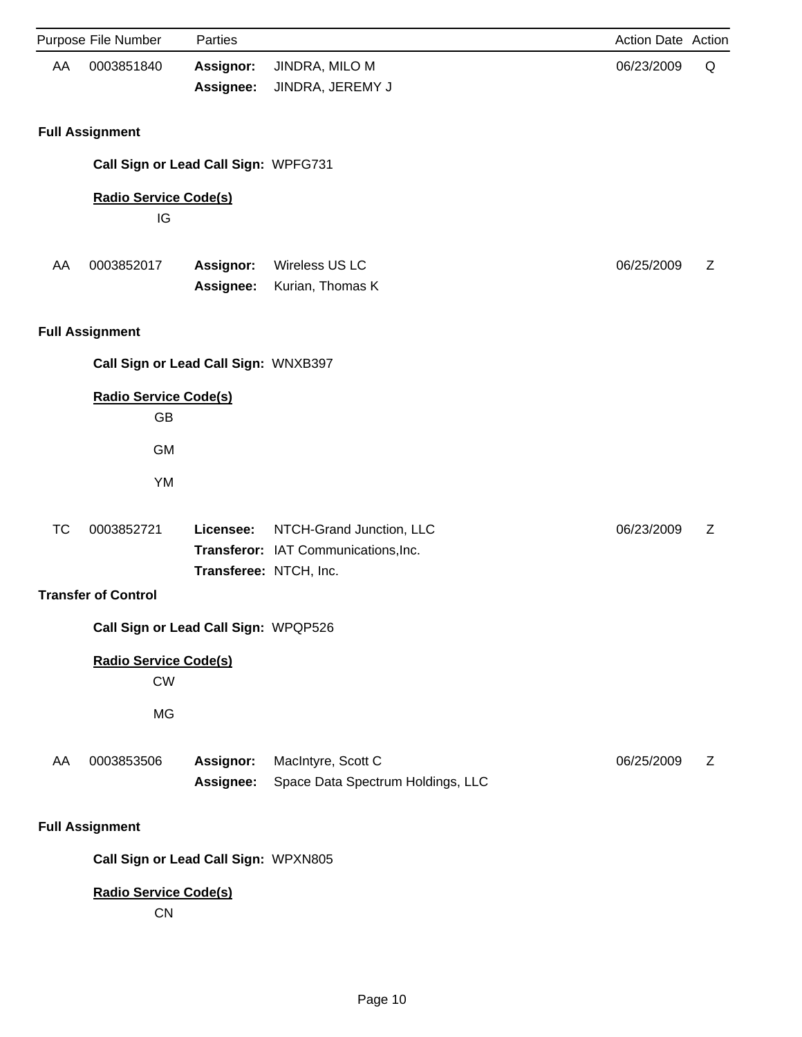| Purpose | File Number | Parties | | Action Date | Action |
|---|---|---|---|---|---|
| AA | 0003851840 | **Assignor:** | JINDRA, MILO M | 06/23/2009 | Q |
| | | **Assignee:** | JINDRA, JEREMY J | | |

**Full Assignment**

**Call Sign or Lead Call Sign:** WPFG731

**Radio Service Code(s)**

IG

| Purpose | File Number | Parties | | Action Date | Action |
|---|---|---|---|---|---|
| AA | 0003852017 | **Assignor:** | Wireless US LC | 06/25/2009 | Z |
| | | **Assignee:** | Kurian, Thomas K | | |

**Full Assignment**

**Call Sign or Lead Call Sign:** WNXB397

**Radio Service Code(s)**

GB

GM

YM

| Purpose | File Number | Parties | | Action Date | Action |
|---|---|---|---|---|---|
| TC | 0003852721 | **Licensee:** | NTCH-Grand Junction, LLC | 06/23/2009 | Z |
| | | **Transferor:** | IAT Communications,Inc. | | |
| | | **Transferee:** | NTCH, Inc. | | |

**Transfer of Control**

**Call Sign or Lead Call Sign:** WPQP526

**Radio Service Code(s)**

CW

MG

| Purpose | File Number | Parties | | Action Date | Action |
|---|---|---|---|---|---|
| AA | 0003853506 | **Assignor:** | MacIntyre, Scott C | 06/25/2009 | Z |
| | | **Assignee:** | Space Data Spectrum Holdings, LLC | | |

**Full Assignment**

**Call Sign or Lead Call Sign:** WPXN805

**Radio Service Code(s)**

CN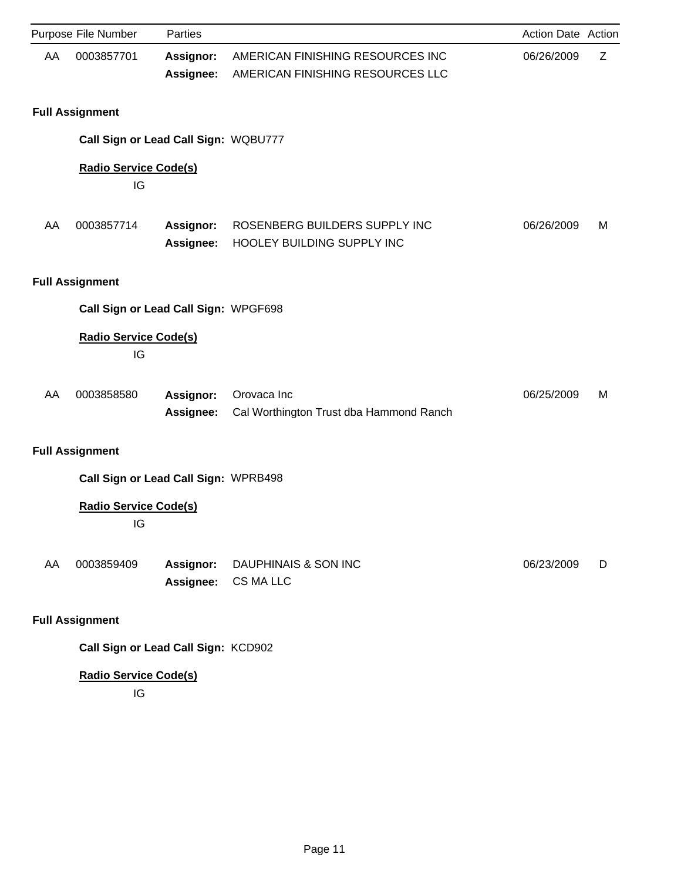| Purpose | File Number | Parties | | Action Date | Action |
|---|---|---|---|---|---|
| AA | 0003857701 | **Assignor:** | AMERICAN FINISHING RESOURCES INC | 06/26/2009 | Z |
| | | **Assignee:** | AMERICAN FINISHING RESOURCES LLC | | |

**Full Assignment**

**Call Sign or Lead Call Sign:** WQBU777

**Radio Service Code(s)**

IG

| Purpose | File Number | Parties | | Action Date | Action |
|---|---|---|---|---|---|
| AA | 0003857714 | **Assignor:** | ROSENBERG BUILDERS SUPPLY INC | 06/26/2009 | M |
| | | **Assignee:** | HOOLEY BUILDING SUPPLY INC | | |

**Full Assignment**

**Call Sign or Lead Call Sign:** WPGF698

**Radio Service Code(s)**

IG

| Purpose | File Number | Parties | | Action Date | Action |
|---|---|---|---|---|---|
| AA | 0003858580 | **Assignor:** | Orovaca Inc | 06/25/2009 | M |
| | | **Assignee:** | Cal Worthington Trust dba Hammond Ranch | | |

**Full Assignment**

**Call Sign or Lead Call Sign:** WPRB498

**Radio Service Code(s)**

IG

| Purpose | File Number | Parties | | Action Date | Action |
|---|---|---|---|---|---|
| AA | 0003859409 | **Assignor:** | DAUPHINAIS & SON INC | 06/23/2009 | D |
| | | **Assignee:** | CS MA LLC | | |

**Full Assignment**

**Call Sign or Lead Call Sign:** KCD902

**Radio Service Code(s)**

IG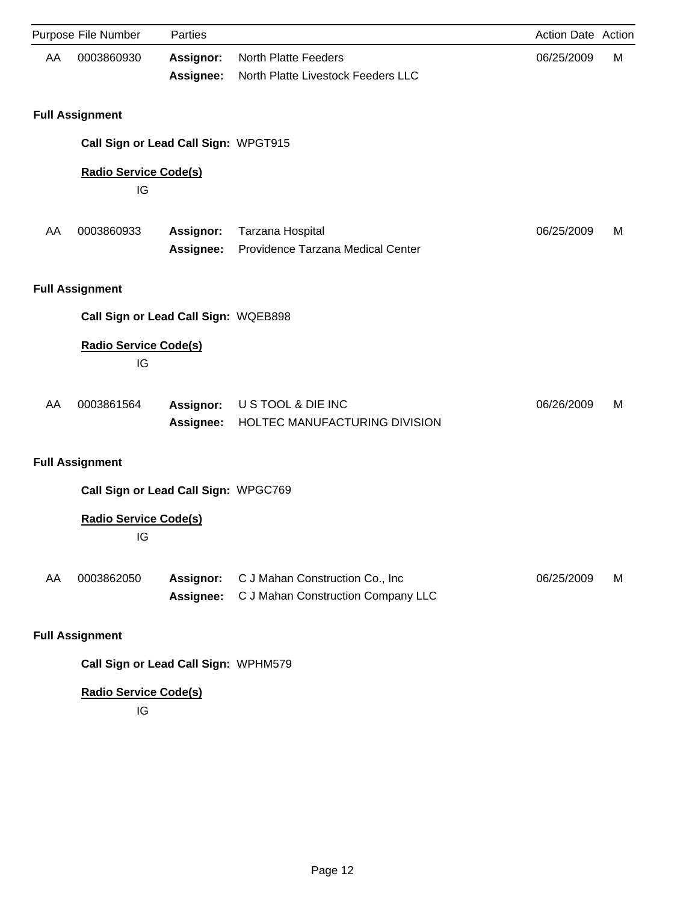| Purpose | File Number | Parties | | Action Date | Action |
|---|---|---|---|---|---|
| AA | 0003860930 | **Assignor:** | North Platte Feeders | 06/25/2009 | M |
| | | **Assignee:** | North Platte Livestock Feeders LLC | | |

**Full Assignment**

**Call Sign or Lead Call Sign:** WPGT915

**Radio Service Code(s)**

IG

| Purpose | File Number | Parties | | Action Date | Action |
|---|---|---|---|---|---|
| AA | 0003860933 | **Assignor:** | Tarzana Hospital | 06/25/2009 | M |
| | | **Assignee:** | Providence Tarzana Medical Center | | |

**Full Assignment**

**Call Sign or Lead Call Sign:** WQEB898

**Radio Service Code(s)**

IG

| Purpose | File Number | Parties | | Action Date | Action |
|---|---|---|---|---|---|
| AA | 0003861564 | **Assignor:** | U S TOOL & DIE INC | 06/26/2009 | M |
| | | **Assignee:** | HOLTEC MANUFACTURING DIVISION | | |

**Full Assignment**

**Call Sign or Lead Call Sign:** WPGC769

**Radio Service Code(s)**

IG

| Purpose | File Number | Parties | | Action Date | Action |
|---|---|---|---|---|---|
| AA | 0003862050 | **Assignor:** | C J Mahan Construction Co., Inc | 06/25/2009 | M |
| | | **Assignee:** | C J Mahan Construction Company LLC | | |

**Full Assignment**

**Call Sign or Lead Call Sign:** WPHM579

**Radio Service Code(s)**

IG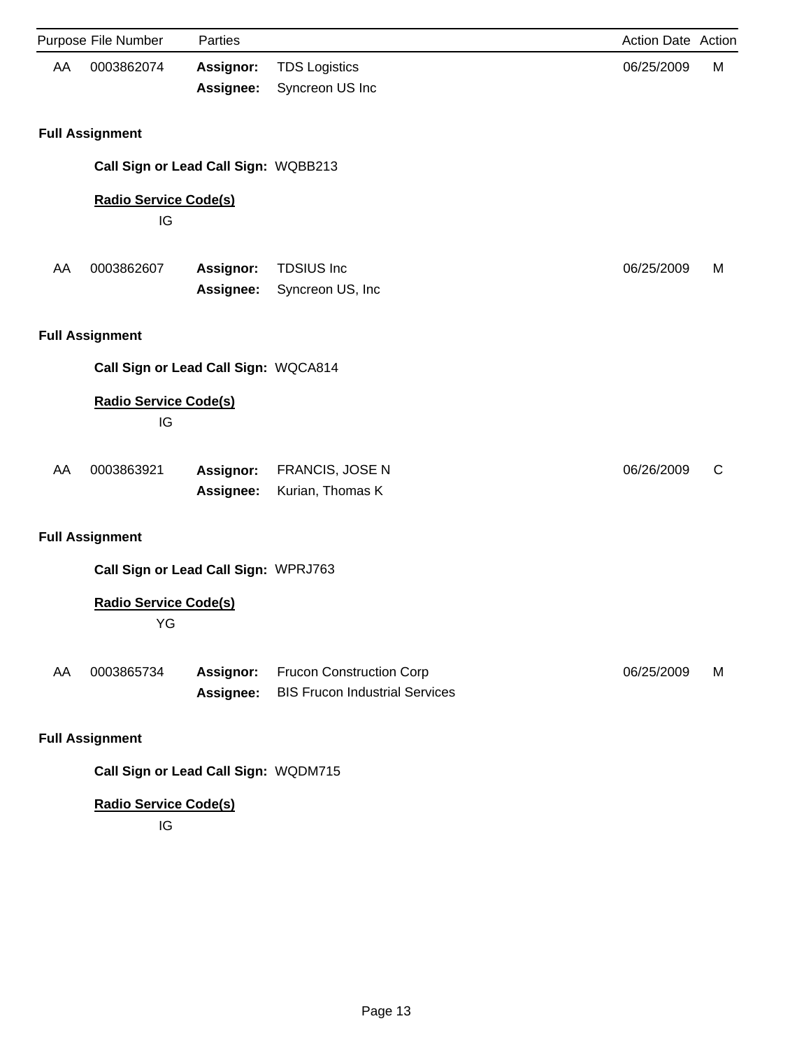| Purpose | File Number | Parties | | Action Date | Action |
|---|---|---|---|---|---|
| AA | 0003862074 | **Assignor:** | TDS Logistics | 06/25/2009 | M |
| | | **Assignee:** | Syncreon US Inc | | |

**Full Assignment**

**Call Sign or Lead Call Sign:** WQBB213

**Radio Service Code(s)**

IG

| Purpose | File Number | Parties | | Action Date | Action |
|---|---|---|---|---|---|
| AA | 0003862607 | **Assignor:** | TDSIUS Inc | 06/25/2009 | M |
| | | **Assignee:** | Syncreon US, Inc | | |

**Full Assignment**

**Call Sign or Lead Call Sign:** WQCA814

**Radio Service Code(s)**

IG

| Purpose | File Number | Parties | | Action Date | Action |
|---|---|---|---|---|---|
| AA | 0003863921 | **Assignor:** | FRANCIS, JOSE N | 06/26/2009 | C |
| | | **Assignee:** | Kurian, Thomas K | | |

**Full Assignment**

**Call Sign or Lead Call Sign:** WPRJ763

**Radio Service Code(s)**

YG

| Purpose | File Number | Parties | | Action Date | Action |
|---|---|---|---|---|---|
| AA | 0003865734 | **Assignor:** | Frucon Construction Corp | 06/25/2009 | M |
| | | **Assignee:** | BIS Frucon Industrial Services | | |

**Full Assignment**

**Call Sign or Lead Call Sign:** WQDM715

**Radio Service Code(s)**

IG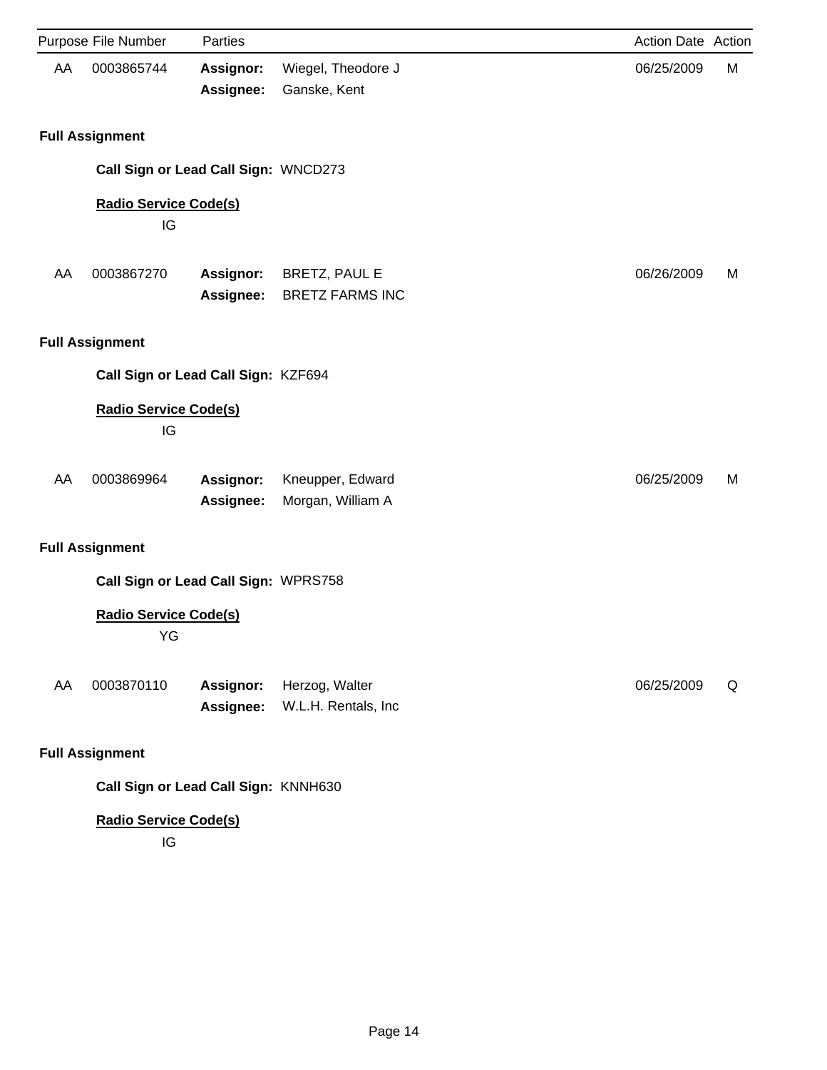| Purpose | File Number | Parties | | Action Date | Action |
|---|---|---|---|---|---|
| AA | 0003865744 | **Assignor:** | Wiegel, Theodore J | 06/25/2009 | M |
| | | **Assignee:** | Ganske, Kent | | |

**Full Assignment**

**Call Sign or Lead Call Sign:** WNCD273

**Radio Service Code(s)**

IG

| Purpose | File Number | Parties | | Action Date | Action |
|---|---|---|---|---|---|
| AA | 0003867270 | **Assignor:** | BRETZ, PAUL E | 06/26/2009 | M |
| | | **Assignee:** | BRETZ FARMS INC | | |

**Full Assignment**

**Call Sign or Lead Call Sign:** KZF694

**Radio Service Code(s)**

IG

| Purpose | File Number | Parties | | Action Date | Action |
|---|---|---|---|---|---|
| AA | 0003869964 | **Assignor:** | Kneupper, Edward | 06/25/2009 | M |
| | | **Assignee:** | Morgan, William A | | |

**Full Assignment**

**Call Sign or Lead Call Sign:** WPRS758

**Radio Service Code(s)**

YG

| Purpose | File Number | Parties | | Action Date | Action |
|---|---|---|---|---|---|
| AA | 0003870110 | **Assignor:** | Herzog, Walter | 06/25/2009 | Q |
| | | **Assignee:** | W.L.H. Rentals, Inc | | |

**Full Assignment**

**Call Sign or Lead Call Sign:** KNNH630

**Radio Service Code(s)**

IG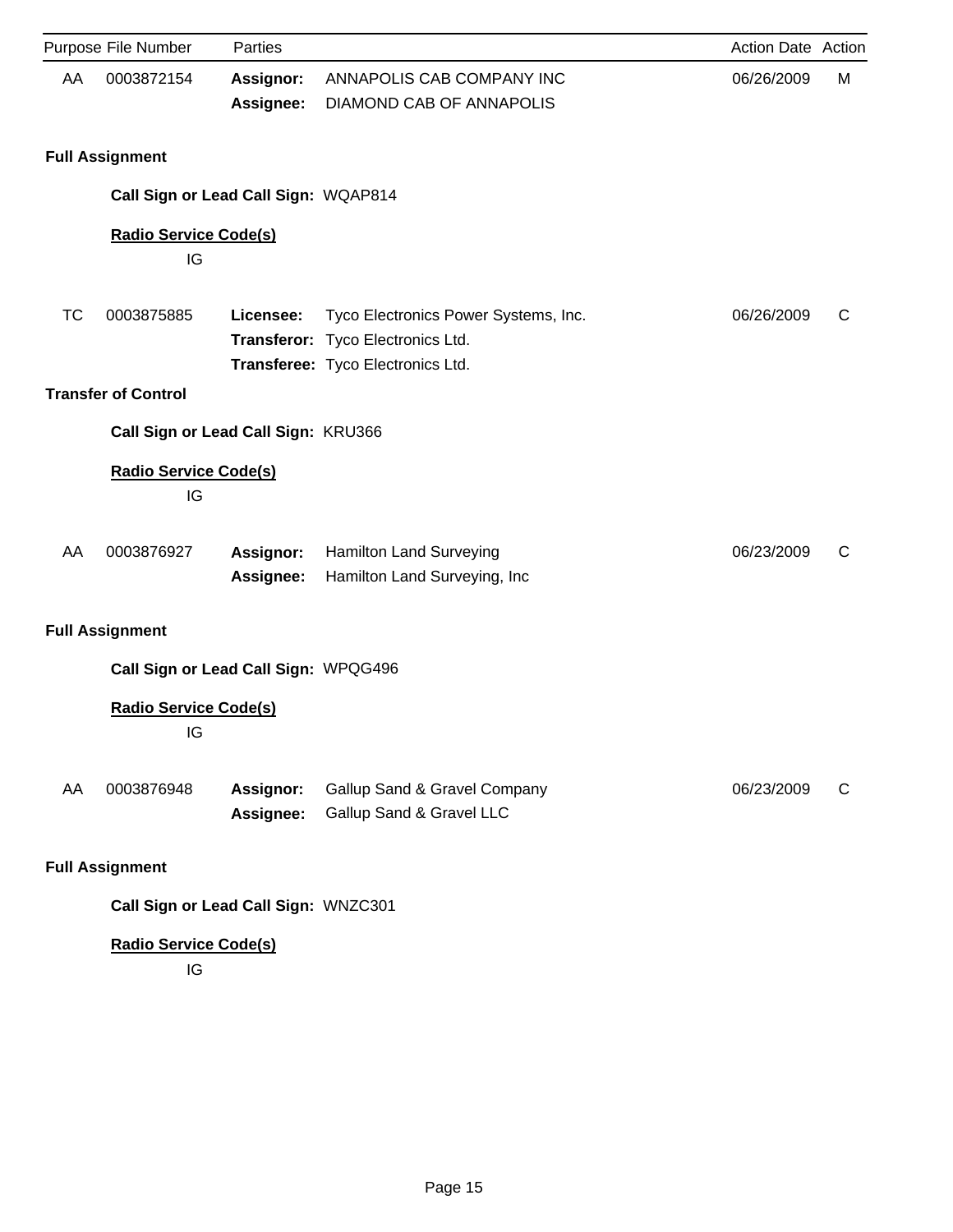| Purpose | File Number | Parties | | Action Date | Action |
|---|---|---|---|---|---|
| AA | 0003872154 | **Assignor:** | ANNAPOLIS CAB COMPANY INC | 06/26/2009 | M |
| | | **Assignee:** | DIAMOND CAB OF ANNAPOLIS | | |

**Full Assignment**

**Call Sign or Lead Call Sign:** WQAP814

**Radio Service Code(s)**

IG

| Purpose | File Number | Parties | | Action Date | Action |
|---|---|---|---|---|---|
| TC | 0003875885 | **Licensee:** | Tyco Electronics Power Systems, Inc. | 06/26/2009 | C |
| | | **Transferor:** | Tyco Electronics Ltd. | | |
| | | **Transferee:** | Tyco Electronics Ltd. | | |

**Transfer of Control**

**Call Sign or Lead Call Sign:** KRU366

**Radio Service Code(s)**

IG

| Purpose | File Number | Parties | | Action Date | Action |
|---|---|---|---|---|---|
| AA | 0003876927 | **Assignor:** | Hamilton Land Surveying | 06/23/2009 | C |
| | | **Assignee:** | Hamilton Land Surveying, Inc | | |

**Full Assignment**

**Call Sign or Lead Call Sign:** WPQG496

**Radio Service Code(s)**

IG

| Purpose | File Number | Parties | | Action Date | Action |
|---|---|---|---|---|---|
| AA | 0003876948 | **Assignor:** | Gallup Sand & Gravel Company | 06/23/2009 | C |
| | | **Assignee:** | Gallup Sand & Gravel LLC | | |

**Full Assignment**

**Call Sign or Lead Call Sign:** WNZC301

**Radio Service Code(s)**

IG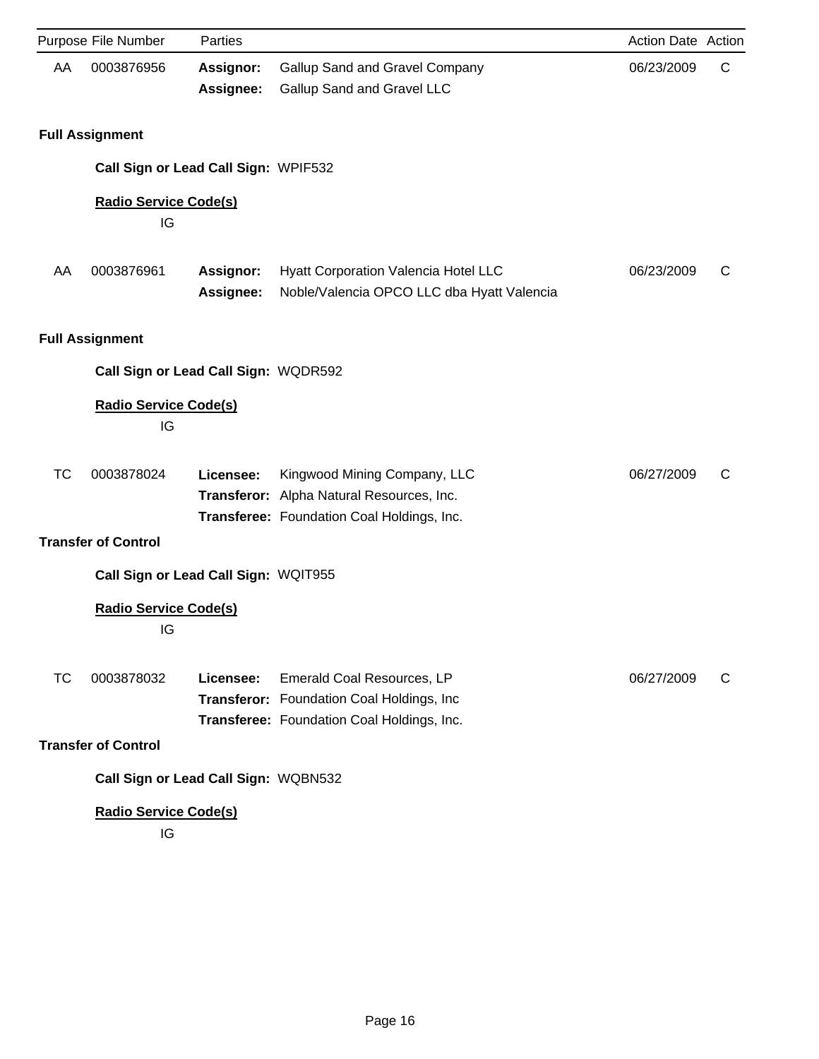| Purpose | File Number | Parties | | Action Date | Action |
|---|---|---|---|---|---|
| AA | 0003876956 | **Assignor:** | Gallup Sand and Gravel Company | 06/23/2009 | C |
| | | **Assignee:** | Gallup Sand and Gravel LLC | | |

**Full Assignment**

**Call Sign or Lead Call Sign:** WPIF532

**Radio Service Code(s)**

IG

| Purpose | File Number | Parties | | Action Date | Action |
|---|---|---|---|---|---|
| AA | 0003876961 | **Assignor:** | Hyatt Corporation Valencia Hotel LLC | 06/23/2009 | C |
| | | **Assignee:** | Noble/Valencia OPCO LLC dba Hyatt Valencia | | |

**Full Assignment**

**Call Sign or Lead Call Sign:** WQDR592

**Radio Service Code(s)**

IG

| Purpose | File Number | Parties | | Action Date | Action |
|---|---|---|---|---|---|
| TC | 0003878024 | **Licensee:** | Kingwood Mining Company, LLC | 06/27/2009 | C |
| | | **Transferor:** | Alpha Natural Resources, Inc. | | |
| | | **Transferee:** | Foundation Coal Holdings, Inc. | | |

**Transfer of Control**

**Call Sign or Lead Call Sign:** WQIT955

**Radio Service Code(s)**

IG

| Purpose | File Number | Parties | | Action Date | Action |
|---|---|---|---|---|---|
| TC | 0003878032 | **Licensee:** | Emerald Coal Resources, LP | 06/27/2009 | C |
| | | **Transferor:** | Foundation Coal Holdings, Inc | | |
| | | **Transferee:** | Foundation Coal Holdings, Inc. | | |

**Transfer of Control**

**Call Sign or Lead Call Sign:** WQBN532

**Radio Service Code(s)**

IG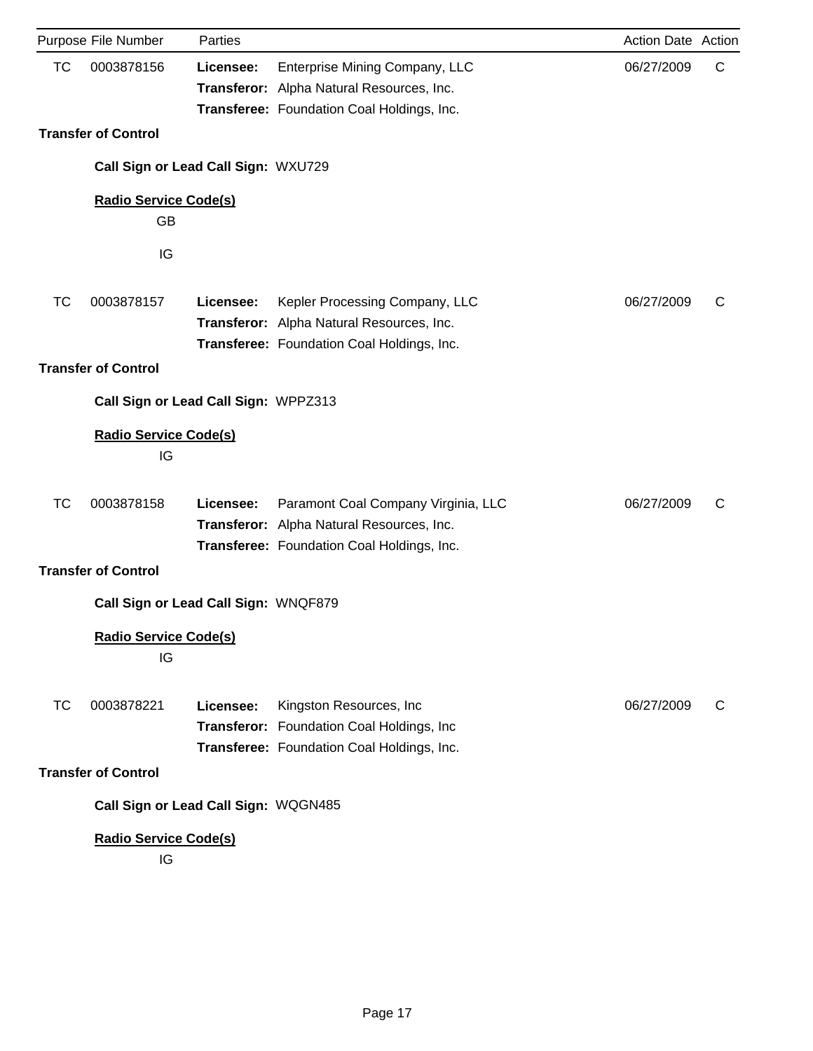| Purpose | File Number | Parties | | Action Date | Action |
|---|---|---|---|---|---|
| TC | 0003878156 | **Licensee:** | Enterprise Mining Company, LLC | 06/27/2009 | C |
| | | **Transferor:** | Alpha Natural Resources, Inc. | | |
| | | **Transferee:** | Foundation Coal Holdings, Inc. | | |

**Transfer of Control**

**Call Sign or Lead Call Sign:** WXU729

**Radio Service Code(s)**

GB

IG

| Purpose | File Number | Parties | | Action Date | Action |
|---|---|---|---|---|---|
| TC | 0003878157 | **Licensee:** | Kepler Processing Company, LLC | 06/27/2009 | C |
| | | **Transferor:** | Alpha Natural Resources, Inc. | | |
| | | **Transferee:** | Foundation Coal Holdings, Inc. | | |

**Transfer of Control**

**Call Sign or Lead Call Sign:** WPPZ313

**Radio Service Code(s)**

IG

| Purpose | File Number | Parties | | Action Date | Action |
|---|---|---|---|---|---|
| TC | 0003878158 | **Licensee:** | Paramont Coal Company Virginia, LLC | 06/27/2009 | C |
| | | **Transferor:** | Alpha Natural Resources, Inc. | | |
| | | **Transferee:** | Foundation Coal Holdings, Inc. | | |

**Transfer of Control**

**Call Sign or Lead Call Sign:** WNQF879

**Radio Service Code(s)**

IG

| Purpose | File Number | Parties | | Action Date | Action |
|---|---|---|---|---|---|
| TC | 0003878221 | **Licensee:** | Kingston Resources, Inc | 06/27/2009 | C |
| | | **Transferor:** | Foundation Coal Holdings, Inc | | |
| | | **Transferee:** | Foundation Coal Holdings, Inc. | | |

**Transfer of Control**

**Call Sign or Lead Call Sign:** WQGN485

**Radio Service Code(s)**

IG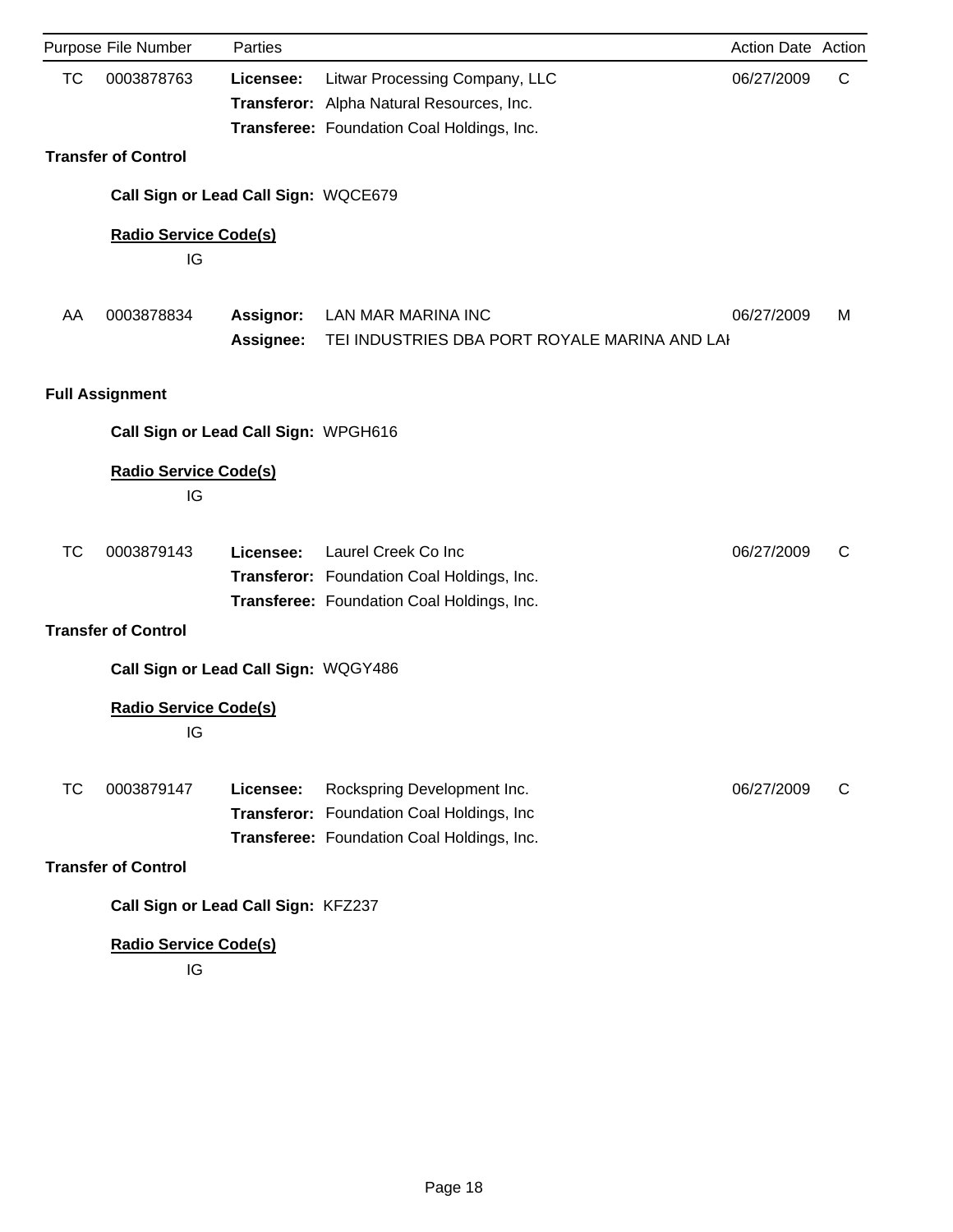| Purpose | File Number | Parties | | Action Date | Action |
|---|---|---|---|---|---|
| TC | 0003878763 | **Licensee:** | Litwar Processing Company, LLC | 06/27/2009 | C |
| | | **Transferor:** | Alpha Natural Resources, Inc. | | |
| | | **Transferee:** | Foundation Coal Holdings, Inc. | | |

**Transfer of Control**

**Call Sign or Lead Call Sign:** WQCE679

**Radio Service Code(s)**

IG

| Purpose | File Number | Parties | | Action Date | Action |
|---|---|---|---|---|---|
| AA | 0003878834 | **Assignor:** | LAN MAR MARINA INC | 06/27/2009 | M |
| | | **Assignee:** | TEI INDUSTRIES DBA PORT ROYALE MARINA AND LAI | | |

**Full Assignment**

**Call Sign or Lead Call Sign:** WPGH616

**Radio Service Code(s)**

IG

| Purpose | File Number | Parties | | Action Date | Action |
|---|---|---|---|---|---|
| TC | 0003879143 | **Licensee:** | Laurel Creek Co Inc | 06/27/2009 | C |
| | | **Transferor:** | Foundation Coal Holdings, Inc. | | |
| | | **Transferee:** | Foundation Coal Holdings, Inc. | | |

**Transfer of Control**

**Call Sign or Lead Call Sign:** WQGY486

**Radio Service Code(s)**

IG

| Purpose | File Number | Parties | | Action Date | Action |
|---|---|---|---|---|---|
| TC | 0003879147 | **Licensee:** | Rockspring Development Inc. | 06/27/2009 | C |
| | | **Transferor:** | Foundation Coal Holdings, Inc | | |
| | | **Transferee:** | Foundation Coal Holdings, Inc. | | |

**Transfer of Control**

**Call Sign or Lead Call Sign:** KFZ237

**Radio Service Code(s)**

IG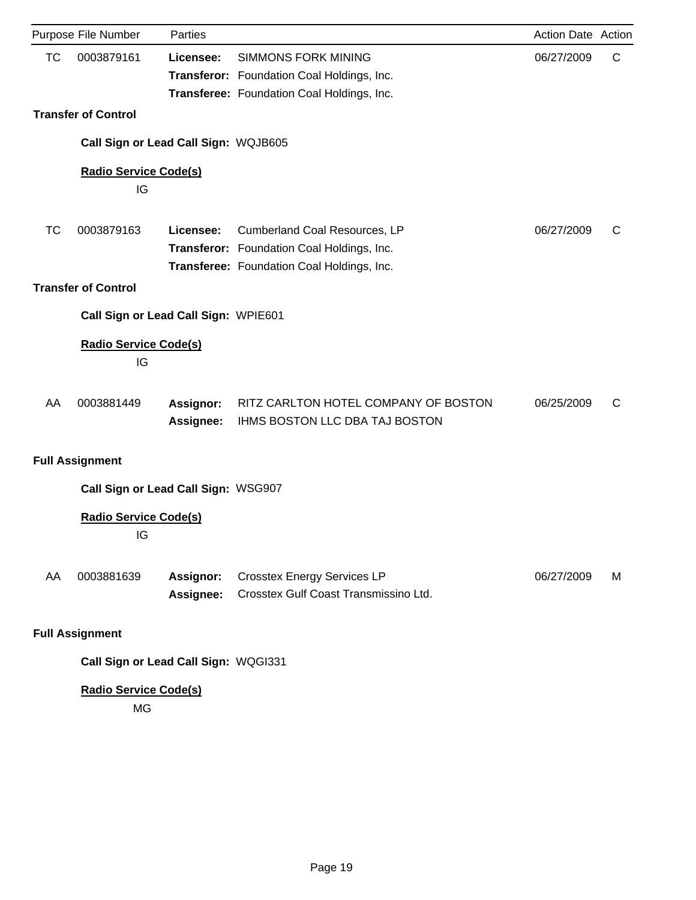| Purpose | File Number | Parties | | Action Date | Action |
|---|---|---|---|---|---|
| TC | 0003879161 | **Licensee:** | SIMMONS FORK MINING | 06/27/2009 | C |
| | | **Transferor:** | Foundation Coal Holdings, Inc. | | |
| | | **Transferee:** | Foundation Coal Holdings, Inc. | | |

**Transfer of Control**

**Call Sign or Lead Call Sign:** WQJB605

**Radio Service Code(s)**

IG

| Purpose | File Number | Parties | | Action Date | Action |
|---|---|---|---|---|---|
| TC | 0003879163 | **Licensee:** | Cumberland Coal Resources, LP | 06/27/2009 | C |
| | | **Transferor:** | Foundation Coal Holdings, Inc. | | |
| | | **Transferee:** | Foundation Coal Holdings, Inc. | | |

**Transfer of Control**

**Call Sign or Lead Call Sign:** WPIE601

**Radio Service Code(s)**

IG

| Purpose | File Number | Parties | | Action Date | Action |
|---|---|---|---|---|---|
| AA | 0003881449 | **Assignor:** | RITZ CARLTON HOTEL COMPANY OF BOSTON | 06/25/2009 | C |
| | | **Assignee:** | IHMS BOSTON LLC DBA TAJ BOSTON | | |

**Full Assignment**

**Call Sign or Lead Call Sign:** WSG907

**Radio Service Code(s)**

IG

| Purpose | File Number | Parties | | Action Date | Action |
|---|---|---|---|---|---|
| AA | 0003881639 | **Assignor:** | Crosstex Energy Services LP | 06/27/2009 | M |
| | | **Assignee:** | Crosstex Gulf Coast Transmissino Ltd. | | |

**Full Assignment**

**Call Sign or Lead Call Sign:** WQGI331

**Radio Service Code(s)**

MG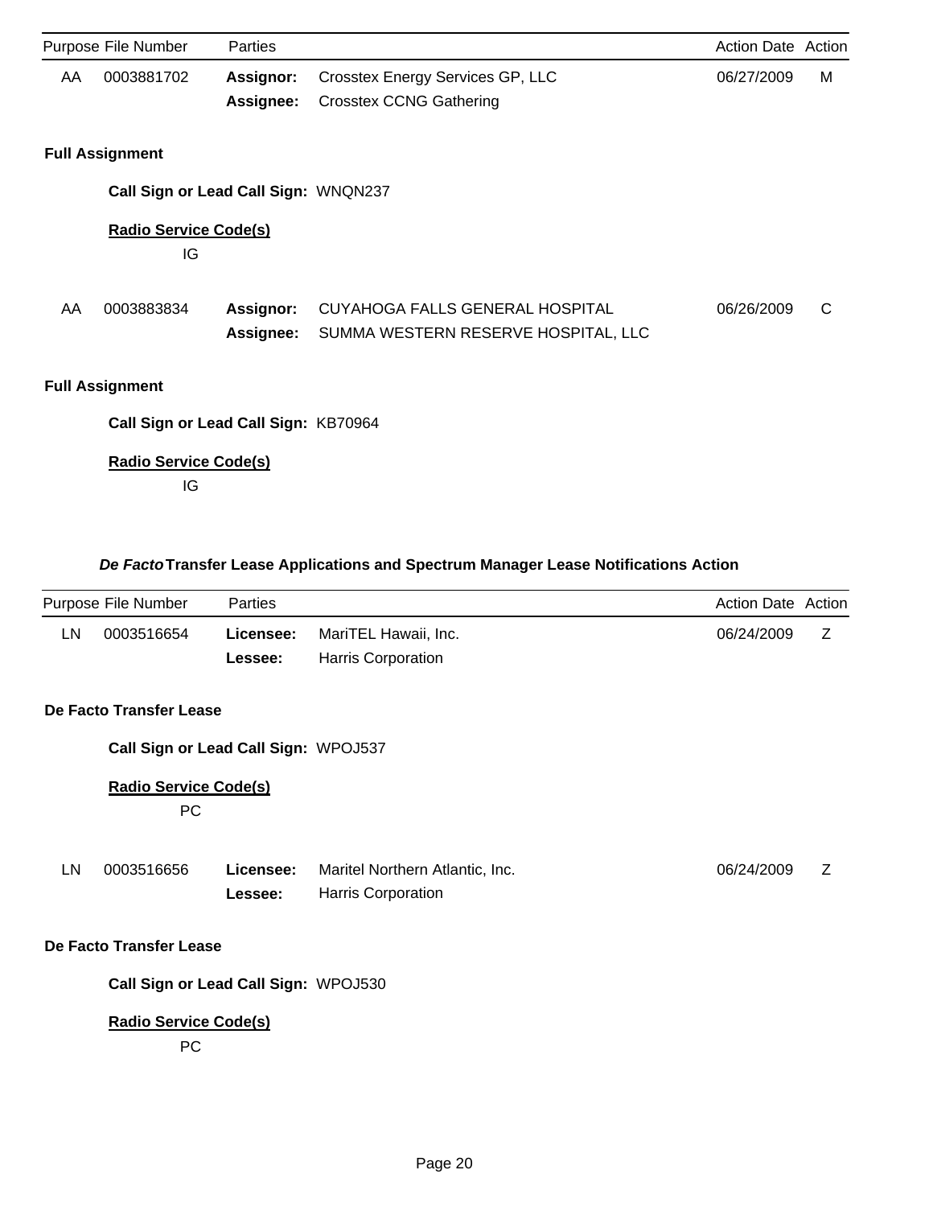| Purpose | File Number | Parties | | Action Date | Action |
|---|---|---|---|---|---|
| AA | 0003881702 | **Assignor:** | Crosstex Energy Services GP, LLC | 06/27/2009 | M |
| | | **Assignee:** | Crosstex CCNG Gathering | | |

**Full Assignment**

**Call Sign or Lead Call Sign:** WNQN237

**Radio Service Code(s)**

IG

| Purpose | File Number | Parties | | Action Date | Action |
|---|---|---|---|---|---|
| AA | 0003883834 | **Assignor:** | CUYAHOGA FALLS GENERAL HOSPITAL | 06/26/2009 | C |
| | | **Assignee:** | SUMMA WESTERN RESERVE HOSPITAL, LLC | | |

**Full Assignment**

**Call Sign or Lead Call Sign:** KB70964

**Radio Service Code(s)**

IG

### *De Facto* Transfer Lease Applications and Spectrum Manager Lease Notifications Action

| Purpose | File Number | Parties | | Action Date | Action |
|---|---|---|---|---|---|
| LN | 0003516654 | **Licensee:** | MariTEL Hawaii, Inc. | 06/24/2009 | Z |
| | | **Lessee:** | Harris Corporation | | |

**De Facto Transfer Lease**

**Call Sign or Lead Call Sign:** WPOJ537

**Radio Service Code(s)**

PC

| Purpose | File Number | Parties | | Action Date | Action |
|---|---|---|---|---|---|
| LN | 0003516656 | **Licensee:** | Maritel Northern Atlantic, Inc. | 06/24/2009 | Z |
| | | **Lessee:** | Harris Corporation | | |

**De Facto Transfer Lease**

**Call Sign or Lead Call Sign:** WPOJ530

**Radio Service Code(s)**

PC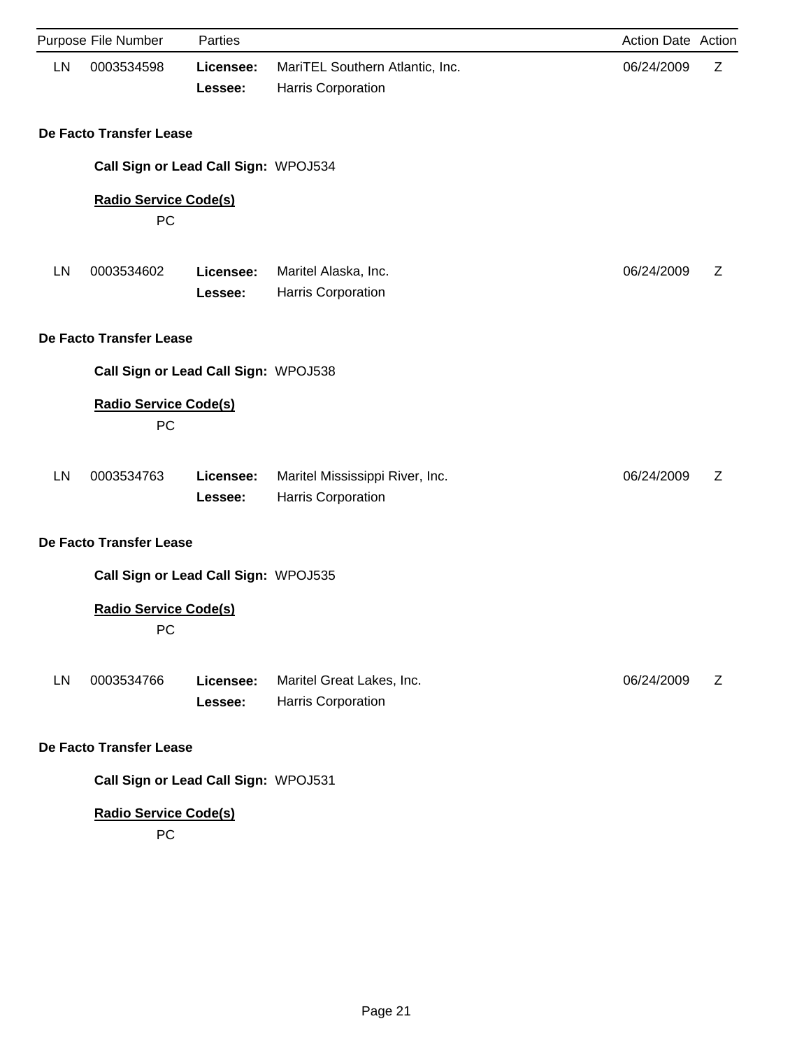| Purpose | File Number | Parties | | Action Date | Action |
|---|---|---|---|---|---|
| LN | 0003534598 | **Licensee:** | MariTEL Southern Atlantic, Inc. | 06/24/2009 | Z |
| | | **Lessee:** | Harris Corporation | | |

**De Facto Transfer Lease**

**Call Sign or Lead Call Sign:** WPOJ534

**Radio Service Code(s)**

PC

| Purpose | File Number | Parties | | Action Date | Action |
|---|---|---|---|---|---|
| LN | 0003534602 | **Licensee:** | Maritel Alaska, Inc. | 06/24/2009 | Z |
| | | **Lessee:** | Harris Corporation | | |

**De Facto Transfer Lease**

**Call Sign or Lead Call Sign:** WPOJ538

**Radio Service Code(s)**

PC

| Purpose | File Number | Parties | | Action Date | Action |
|---|---|---|---|---|---|
| LN | 0003534763 | **Licensee:** | Maritel Mississippi River, Inc. | 06/24/2009 | Z |
| | | **Lessee:** | Harris Corporation | | |

**De Facto Transfer Lease**

**Call Sign or Lead Call Sign:** WPOJ535

**Radio Service Code(s)**

PC

| Purpose | File Number | Parties | | Action Date | Action |
|---|---|---|---|---|---|
| LN | 0003534766 | **Licensee:** | Maritel Great Lakes, Inc. | 06/24/2009 | Z |
| | | **Lessee:** | Harris Corporation | | |

**De Facto Transfer Lease**

**Call Sign or Lead Call Sign:** WPOJ531

**Radio Service Code(s)**

PC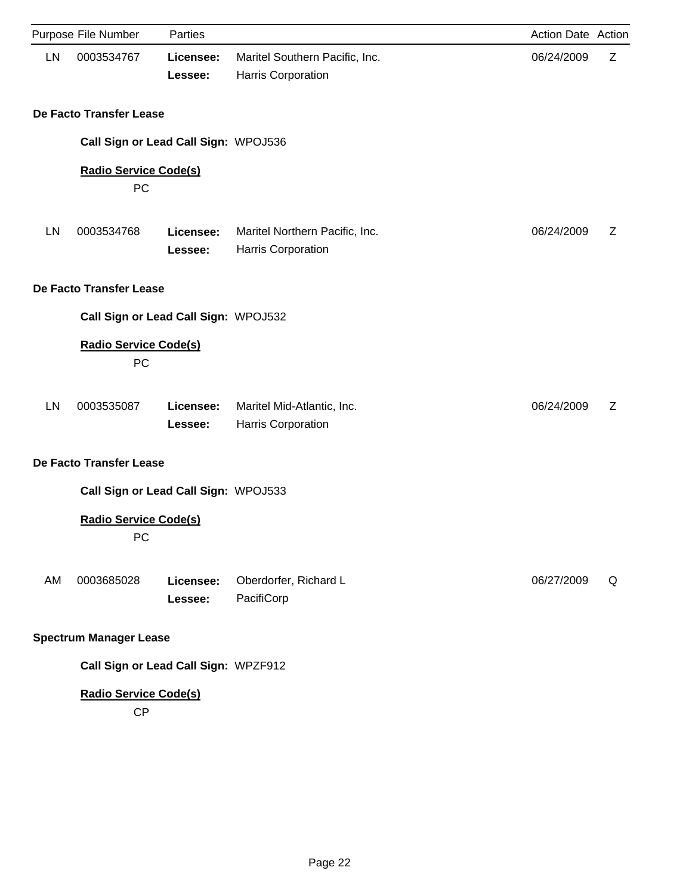| Purpose | File Number | Parties | | Action Date | Action |
|---|---|---|---|---|---|
| LN | 0003534767 | **Licensee:** | Maritel Southern Pacific, Inc. | 06/24/2009 | Z |
| | | **Lessee:** | Harris Corporation | | |

**De Facto Transfer Lease**

**Call Sign or Lead Call Sign:** WPOJ536

**Radio Service Code(s)**

PC

| Purpose | File Number | Parties | | Action Date | Action |
|---|---|---|---|---|---|
| LN | 0003534768 | **Licensee:** | Maritel Northern Pacific, Inc. | 06/24/2009 | Z |
| | | **Lessee:** | Harris Corporation | | |

**De Facto Transfer Lease**

**Call Sign or Lead Call Sign:** WPOJ532

**Radio Service Code(s)**

PC

| Purpose | File Number | Parties | | Action Date | Action |
|---|---|---|---|---|---|
| LN | 0003535087 | **Licensee:** | Maritel Mid-Atlantic, Inc. | 06/24/2009 | Z |
| | | **Lessee:** | Harris Corporation | | |

**De Facto Transfer Lease**

**Call Sign or Lead Call Sign:** WPOJ533

**Radio Service Code(s)**

PC

| Purpose | File Number | Parties | | Action Date | Action |
|---|---|---|---|---|---|
| AM | 0003685028 | **Licensee:** | Oberdorfer, Richard L | 06/27/2009 | Q |
| | | **Lessee:** | PacifiCorp | | |

**Spectrum Manager Lease**

**Call Sign or Lead Call Sign:** WPZF912

**Radio Service Code(s)**

CP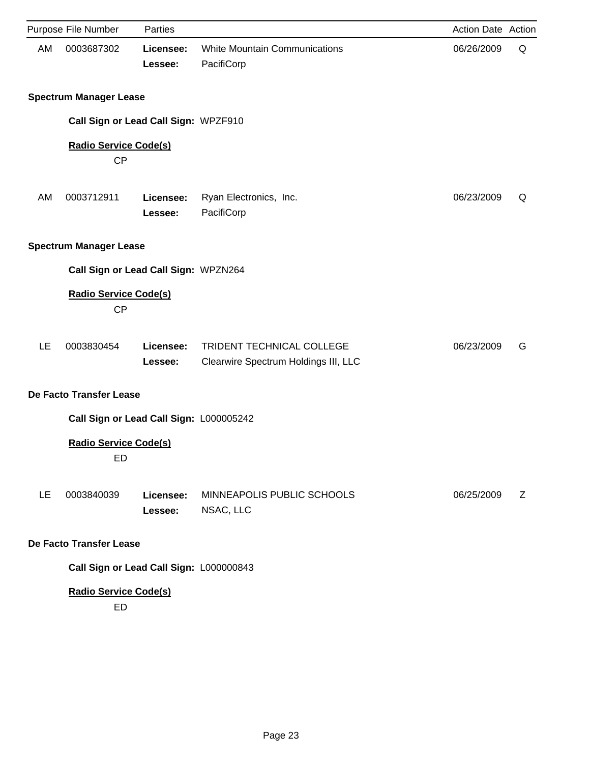| Purpose | File Number | Parties | | Action Date | Action |
|---|---|---|---|---|---|
| AM | 0003687302 | **Licensee:** | White Mountain Communications | 06/26/2009 | Q |
| | | **Lessee:** | PacifiCorp | | |

**Spectrum Manager Lease**

**Call Sign or Lead Call Sign:** WPZF910

**Radio Service Code(s)**

CP

| Purpose | File Number | Parties | | Action Date | Action |
|---|---|---|---|---|---|
| AM | 0003712911 | **Licensee:** | Ryan Electronics, Inc. | 06/23/2009 | Q |
| | | **Lessee:** | PacifiCorp | | |

**Spectrum Manager Lease**

**Call Sign or Lead Call Sign:** WPZN264

**Radio Service Code(s)**

CP

| Purpose | File Number | Parties | | Action Date | Action |
|---|---|---|---|---|---|
| LE | 0003830454 | **Licensee:** | TRIDENT TECHNICAL COLLEGE | 06/23/2009 | G |
| | | **Lessee:** | Clearwire Spectrum Holdings III, LLC | | |

**De Facto Transfer Lease**

**Call Sign or Lead Call Sign:** L000005242

**Radio Service Code(s)**

ED

| Purpose | File Number | Parties | | Action Date | Action |
|---|---|---|---|---|---|
| LE | 0003840039 | **Licensee:** | MINNEAPOLIS PUBLIC SCHOOLS | 06/25/2009 | Z |
| | | **Lessee:** | NSAC, LLC | | |

**De Facto Transfer Lease**

**Call Sign or Lead Call Sign:** L000000843

**Radio Service Code(s)**

ED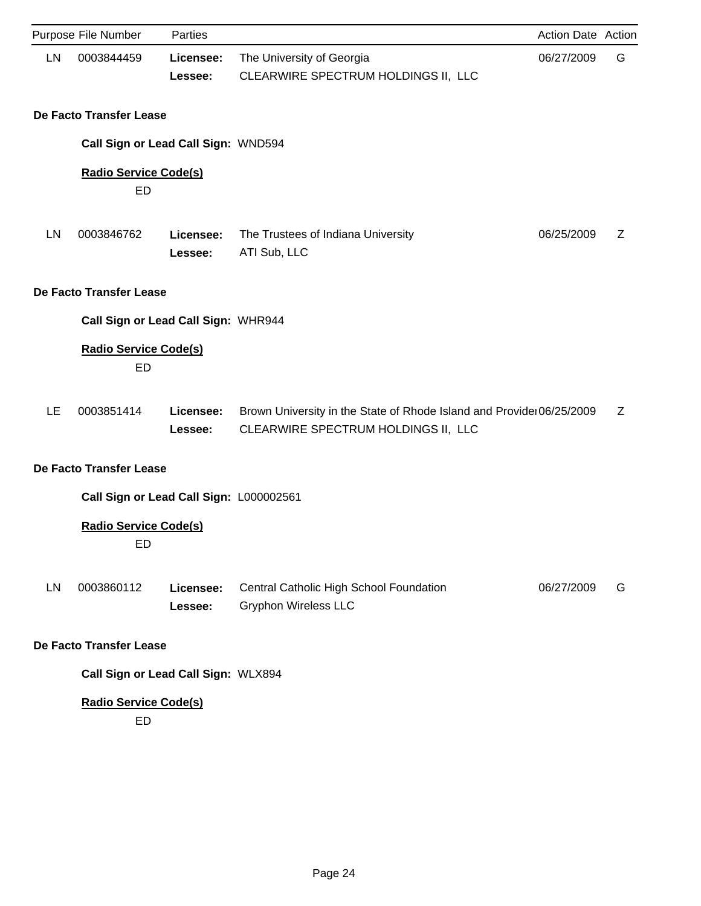| Purpose | File Number | Parties | | Action Date | Action |
|---|---|---|---|---|---|
| LN | 0003844459 | **Licensee:** | The University of Georgia | 06/27/2009 | G |
| | | **Lessee:** | CLEARWIRE SPECTRUM HOLDINGS II, LLC | | |

**De Facto Transfer Lease**

**Call Sign or Lead Call Sign:** WND594

**Radio Service Code(s)**

ED

| Purpose | File Number | Parties | | Action Date | Action |
|---|---|---|---|---|---|
| LN | 0003846762 | **Licensee:** | The Trustees of Indiana University | 06/25/2009 | Z |
| | | **Lessee:** | ATI Sub, LLC | | |

**De Facto Transfer Lease**

**Call Sign or Lead Call Sign:** WHR944

**Radio Service Code(s)**

ED

| Purpose | File Number | Parties | | Action Date | Action |
|---|---|---|---|---|---|
| LE | 0003851414 | **Licensee:** | Brown University in the State of Rhode Island and Provide | 06/25/2009 | Z |
| | | **Lessee:** | CLEARWIRE SPECTRUM HOLDINGS II, LLC | | |

**De Facto Transfer Lease**

**Call Sign or Lead Call Sign:** L000002561

**Radio Service Code(s)**

ED

| Purpose | File Number | Parties | | Action Date | Action |
|---|---|---|---|---|---|
| LN | 0003860112 | **Licensee:** | Central Catholic High School Foundation | 06/27/2009 | G |
| | | **Lessee:** | Gryphon Wireless LLC | | |

**De Facto Transfer Lease**

**Call Sign or Lead Call Sign:** WLX894

**Radio Service Code(s)**

ED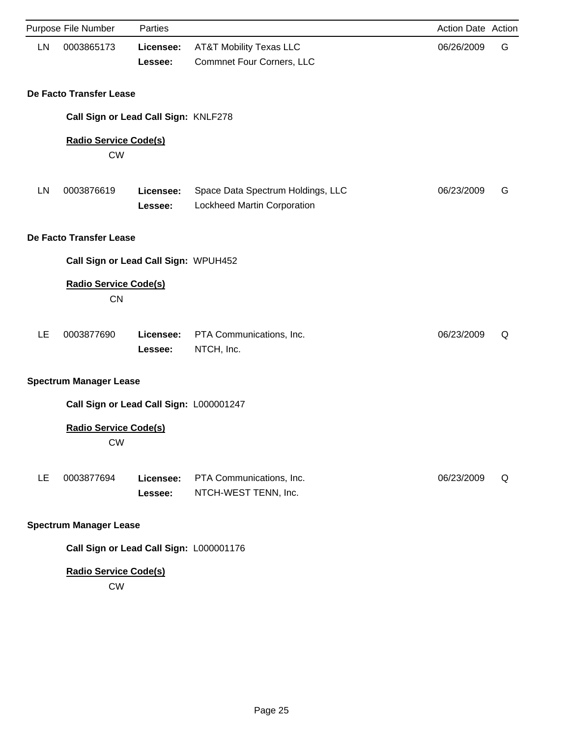| Purpose | File Number | Parties | | Action Date | Action |
|---|---|---|---|---|---|
| LN | 0003865173 | **Licensee:** | AT&T Mobility Texas LLC | 06/26/2009 | G |
| | | **Lessee:** | Commnet Four Corners, LLC | | |

**De Facto Transfer Lease**

**Call Sign or Lead Call Sign:** KNLF278

**Radio Service Code(s)**

CW

| Purpose | File Number | Parties | | Action Date | Action |
|---|---|---|---|---|---|
| LN | 0003876619 | **Licensee:** | Space Data Spectrum Holdings, LLC | 06/23/2009 | G |
| | | **Lessee:** | Lockheed Martin Corporation | | |

**De Facto Transfer Lease**

**Call Sign or Lead Call Sign:** WPUH452

**Radio Service Code(s)**

CN

| Purpose | File Number | Parties | | Action Date | Action |
|---|---|---|---|---|---|
| LE | 0003877690 | **Licensee:** | PTA Communications, Inc. | 06/23/2009 | Q |
| | | **Lessee:** | NTCH, Inc. | | |

**Spectrum Manager Lease**

**Call Sign or Lead Call Sign:** L000001247

**Radio Service Code(s)**

CW

| Purpose | File Number | Parties | | Action Date | Action |
|---|---|---|---|---|---|
| LE | 0003877694 | **Licensee:** | PTA Communications, Inc. | 06/23/2009 | Q |
| | | **Lessee:** | NTCH-WEST TENN, Inc. | | |

**Spectrum Manager Lease**

**Call Sign or Lead Call Sign:** L000001176

**Radio Service Code(s)**

CW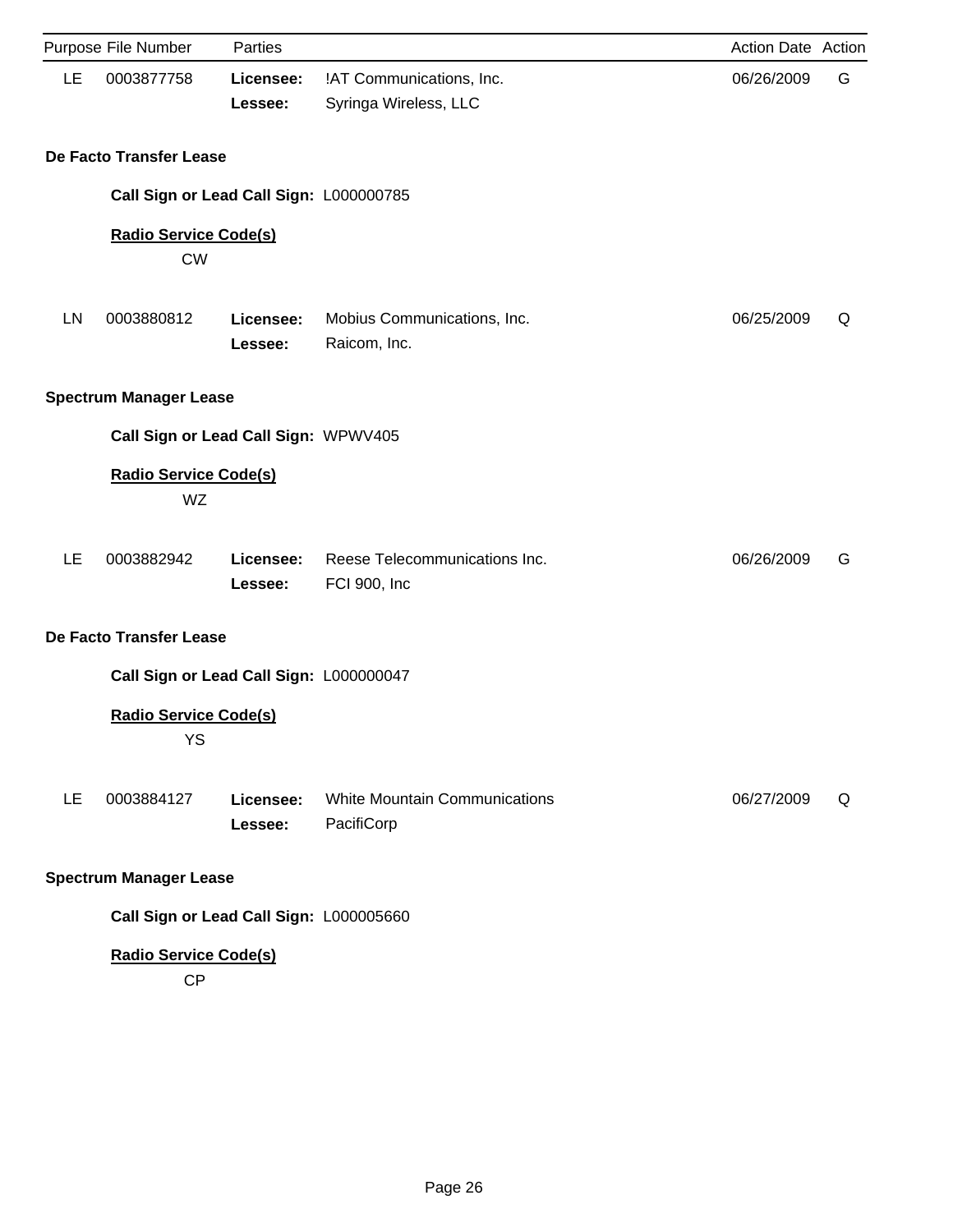| Purpose | File Number | Parties | | Action Date | Action |
|---|---|---|---|---|---|
| LE | 0003877758 | **Licensee:** | !AT Communications, Inc. | 06/26/2009 | G |
| | | **Lessee:** | Syringa Wireless, LLC | | |

**De Facto Transfer Lease**

**Call Sign or Lead Call Sign:** L000000785

**Radio Service Code(s)**

CW

| Purpose | File Number | Parties | | Action Date | Action |
|---|---|---|---|---|---|
| LN | 0003880812 | **Licensee:** | Mobius Communications, Inc. | 06/25/2009 | Q |
| | | **Lessee:** | Raicom, Inc. | | |

**Spectrum Manager Lease**

**Call Sign or Lead Call Sign:** WPWV405

**Radio Service Code(s)**

WZ

| Purpose | File Number | Parties | | Action Date | Action |
|---|---|---|---|---|---|
| LE | 0003882942 | **Licensee:** | Reese Telecommunications Inc. | 06/26/2009 | G |
| | | **Lessee:** | FCI 900, Inc | | |

**De Facto Transfer Lease**

**Call Sign or Lead Call Sign:** L000000047

**Radio Service Code(s)**

YS

| Purpose | File Number | Parties | | Action Date | Action |
|---|---|---|---|---|---|
| LE | 0003884127 | **Licensee:** | White Mountain Communications | 06/27/2009 | Q |
| | | **Lessee:** | PacifiCorp | | |

**Spectrum Manager Lease**

**Call Sign or Lead Call Sign:** L000005660

**Radio Service Code(s)**

CP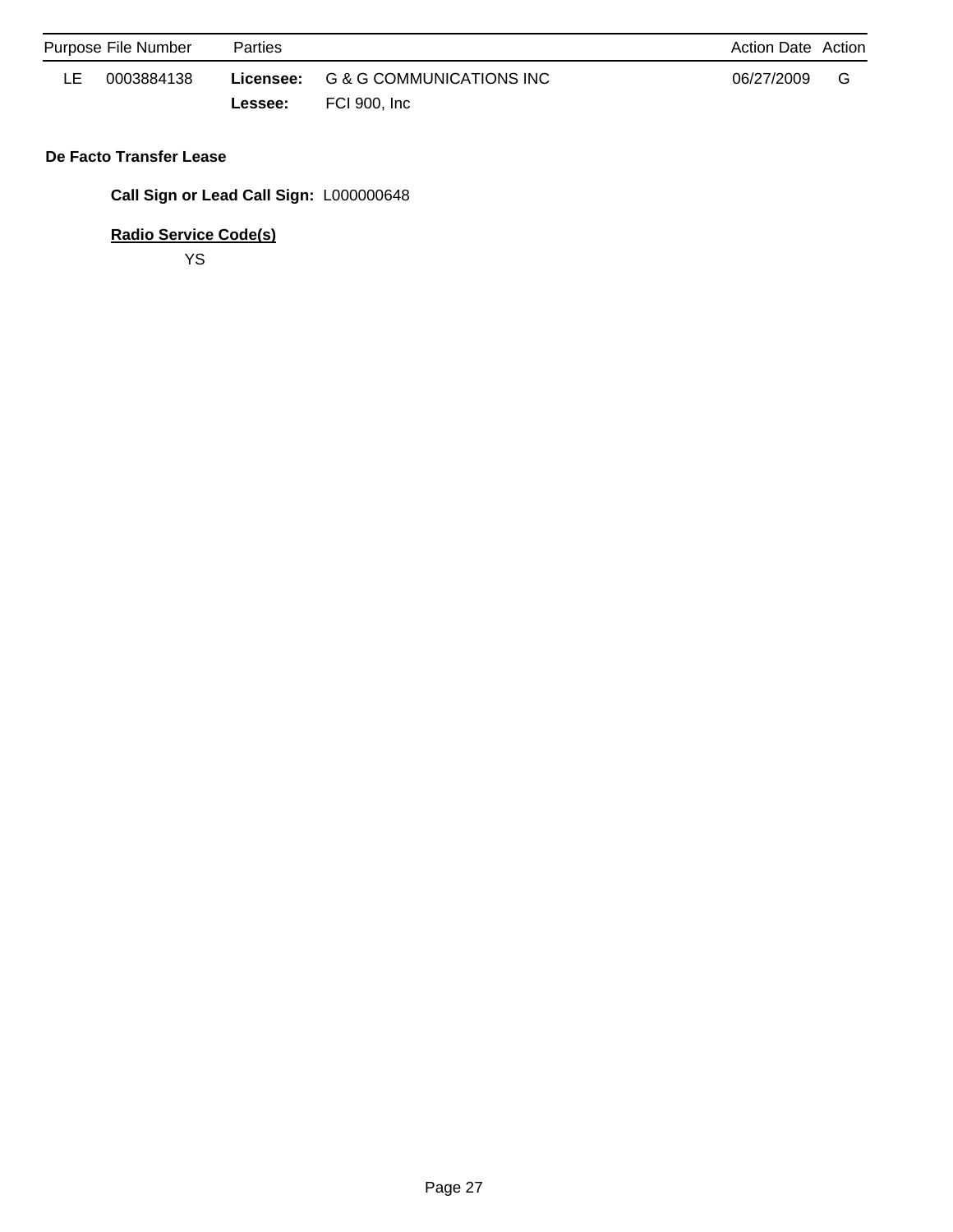| Purpose | File Number | Parties | | Action Date | Action |
|---|---|---|---|---|---|
| LE | 0003884138 | **Licensee:** | G & G COMMUNICATIONS INC | 06/27/2009 | G |
| | | **Lessee:** | FCI 900, Inc | | |

**De Facto Transfer Lease**

**Call Sign or Lead Call Sign:** L000000648

**Radio Service Code(s)**

YS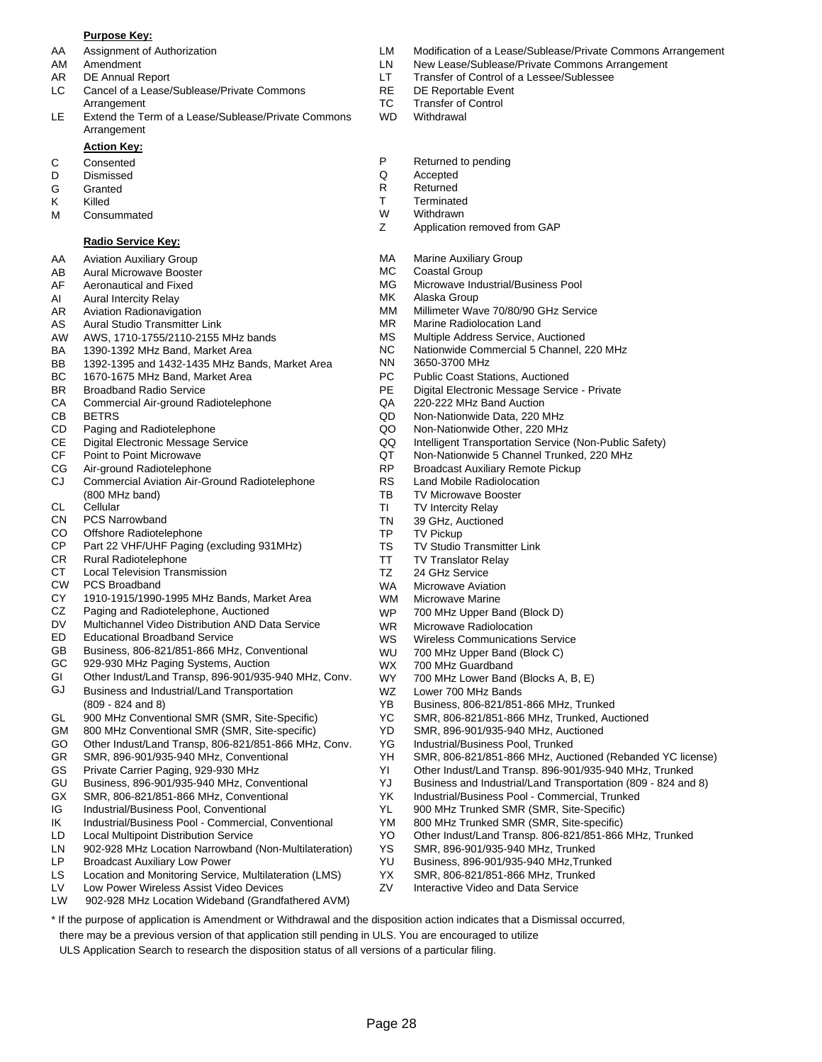**Purpose Key:**

- AA Assignment of Authorization
- AM Amendment
- AR DE Annual Report
- LC Cancel of a Lease/Sublease/Private Commons Arrangement
- LE Extend the Term of a Lease/Sublease/Private Commons Arrangement
- LM Modification of a Lease/Sublease/Private Commons Arrangement
- LN New Lease/Sublease/Private Commons Arrangement
- LT Transfer of Control of a Lessee/Sublessee
- RE DE Reportable Event
- TC Transfer of Control
- WD Withdrawal

**Action Key:**

- C Consented
- D Dismissed
- G Granted
- K Killed
- M Consummated
- P Returned to pending
- Q Accepted
- R Returned
- T Terminated
- W Withdrawn
- Z Application removed from GAP

**Radio Service Key:**

- AA Aviation Auxiliary Group
- AB Aural Microwave Booster
- AF Aeronautical and Fixed
- AI Aural Intercity Relay
- AR Aviation Radionavigation
- AS Aural Studio Transmitter Link
- AW AWS, 1710-1755/2110-2155 MHz bands
- BA 1390-1392 MHz Band, Market Area
- BB 1392-1395 and 1432-1435 MHz Bands, Market Area
- BC 1670-1675 MHz Band, Market Area
- BR Broadband Radio Service
- CA Commercial Air-ground Radiotelephone
- CB BETRS
- CD Paging and Radiotelephone
- CE Digital Electronic Message Service
- CF Point to Point Microwave
- CG Air-ground Radiotelephone
- CJ Commercial Aviation Air-Ground Radiotelephone (800 MHz band)
- CL Cellular
- CN PCS Narrowband
- CO Offshore Radiotelephone
- CP Part 22 VHF/UHF Paging (excluding 931MHz)
- CR Rural Radiotelephone
- CT Local Television Transmission
- CW PCS Broadband
- CY 1910-1915/1990-1995 MHz Bands, Market Area
- CZ Paging and Radiotelephone, Auctioned
- DV Multichannel Video Distribution AND Data Service
- ED Educational Broadband Service
- GB Business, 806-821/851-866 MHz, Conventional
- GC 929-930 MHz Paging Systems, Auction
- GI Other Indust/Land Transp, 896-901/935-940 MHz, Conv.
- GJ Business and Industrial/Land Transportation (809 - 824 and 8)
- GL 900 MHz Conventional SMR (SMR, Site-Specific)
- GM 800 MHz Conventional SMR (SMR, Site-specific)
- GO Other Indust/Land Transp, 806-821/851-866 MHz, Conv.
- GR SMR, 896-901/935-940 MHz, Conventional
- GS Private Carrier Paging, 929-930 MHz
- GU Business, 896-901/935-940 MHz, Conventional
- GX SMR, 806-821/851-866 MHz, Conventional
- IG Industrial/Business Pool, Conventional
- IK Industrial/Business Pool - Commercial, Conventional
- LD Local Multipoint Distribution Service
- LN 902-928 MHz Location Narrowband (Non-Multilateration)
- LP Broadcast Auxiliary Low Power
- LS Location and Monitoring Service, Multilateration (LMS)
- LV Low Power Wireless Assist Video Devices
- LW 902-928 MHz Location Wideband (Grandfathered AVM)
- MA Marine Auxiliary Group
- MC Coastal Group
- MG Microwave Industrial/Business Pool
- MK Alaska Group
- MM Millimeter Wave 70/80/90 GHz Service
- MR Marine Radiolocation Land
- MS Multiple Address Service, Auctioned
- NC Nationwide Commercial 5 Channel, 220 MHz
- NN 3650-3700 MHz
- PC Public Coast Stations, Auctioned
- PE Digital Electronic Message Service - Private
- QA 220-222 MHz Band Auction
- QD Non-Nationwide Data, 220 MHz
- QO Non-Nationwide Other, 220 MHz
- QQ Intelligent Transportation Service (Non-Public Safety)
- QT Non-Nationwide 5 Channel Trunked, 220 MHz
- RP Broadcast Auxiliary Remote Pickup
- RS Land Mobile Radiolocation
- TB TV Microwave Booster
- TI TV Intercity Relay
- TN 39 GHz, Auctioned
- TP TV Pickup
- TS TV Studio Transmitter Link
- TT TV Translator Relay
- TZ 24 GHz Service
- WA Microwave Aviation
- WM Microwave Marine
- WP 700 MHz Upper Band (Block D)
- WR Microwave Radiolocation
- WS Wireless Communications Service
- WU 700 MHz Upper Band (Block C)
- WX 700 MHz Guardband
- WY 700 MHz Lower Band (Blocks A, B, E)
- WZ Lower 700 MHz Bands
- YB Business, 806-821/851-866 MHz, Trunked
- YC SMR, 806-821/851-866 MHz, Trunked, Auctioned
- YD SMR, 896-901/935-940 MHz, Auctioned
- YG Industrial/Business Pool, Trunked
- YH SMR, 806-821/851-866 MHz, Auctioned (Rebanded YC license)
- YI Other Indust/Land Transp. 896-901/935-940 MHz, Trunked
- YJ Business and Industrial/Land Transportation (809 - 824 and 8)
- YK Industrial/Business Pool - Commercial, Trunked
- YL 900 MHz Trunked SMR (SMR, Site-Specific)
- YM 800 MHz Trunked SMR (SMR, Site-specific)
- YO Other Indust/Land Transp. 806-821/851-866 MHz, Trunked
- YS SMR, 896-901/935-940 MHz, Trunked
- YU Business, 896-901/935-940 MHz,Trunked
- YX SMR, 806-821/851-866 MHz, Trunked
- ZV Interactive Video and Data Service

\* If the purpose of application is Amendment or Withdrawal and the disposition action indicates that a Dismissal occurred, there may be a previous version of that application still pending in ULS. You are encouraged to utilize ULS Application Search to research the disposition status of all versions of a particular filing.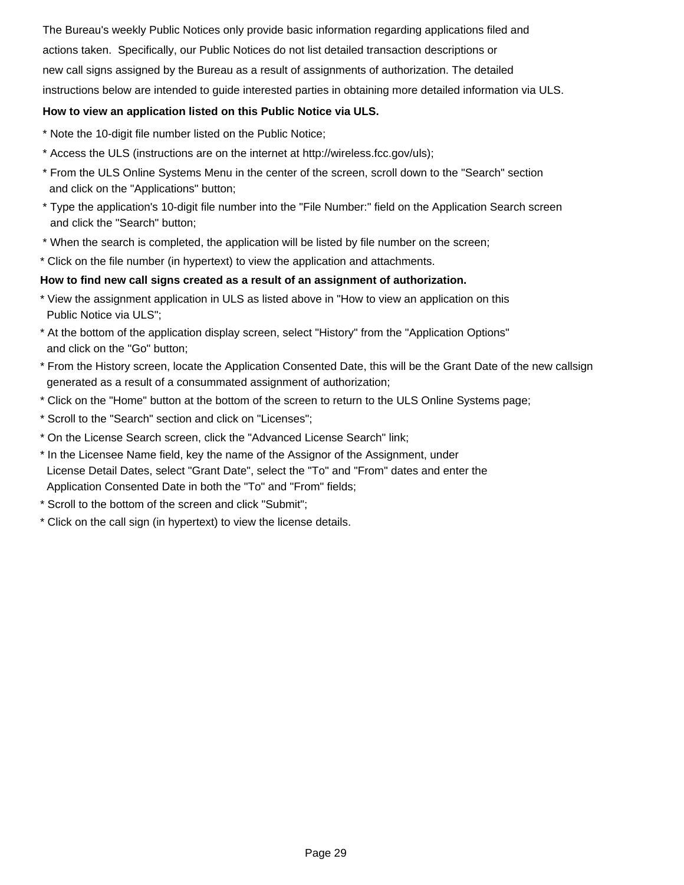The Bureau's weekly Public Notices only provide basic information regarding applications filed and actions taken. Specifically, our Public Notices do not list detailed transaction descriptions or new call signs assigned by the Bureau as a result of assignments of authorization. The detailed instructions below are intended to guide interested parties in obtaining more detailed information via ULS.

**How to view an application listed on this Public Notice via ULS.**

* Note the 10-digit file number listed on the Public Notice;
* Access the ULS (instructions are on the internet at http://wireless.fcc.gov/uls);
* From the ULS Online Systems Menu in the center of the screen, scroll down to the "Search" section and click on the "Applications" button;
* Type the application's 10-digit file number into the "File Number:" field on the Application Search screen and click the "Search" button;
* When the search is completed, the application will be listed by file number on the screen;
* Click on the file number (in hypertext) to view the application and attachments.

**How to find new call signs created as a result of an assignment of authorization.**

* View the assignment application in ULS as listed above in "How to view an application on this Public Notice via ULS";
* At the bottom of the application display screen, select "History" from the "Application Options" and click on the "Go" button;
* From the History screen, locate the Application Consented Date, this will be the Grant Date of the new callsign generated as a result of a consummated assignment of authorization;
* Click on the "Home" button at the bottom of the screen to return to the ULS Online Systems page;
* Scroll to the "Search" section and click on "Licenses";
* On the License Search screen, click the "Advanced License Search" link;
* In the Licensee Name field, key the name of the Assignor of the Assignment, under License Detail Dates, select "Grant Date", select the "To" and "From" dates and enter the Application Consented Date in both the "To" and "From" fields;
* Scroll to the bottom of the screen and click "Submit";
* Click on the call sign (in hypertext) to view the license details.